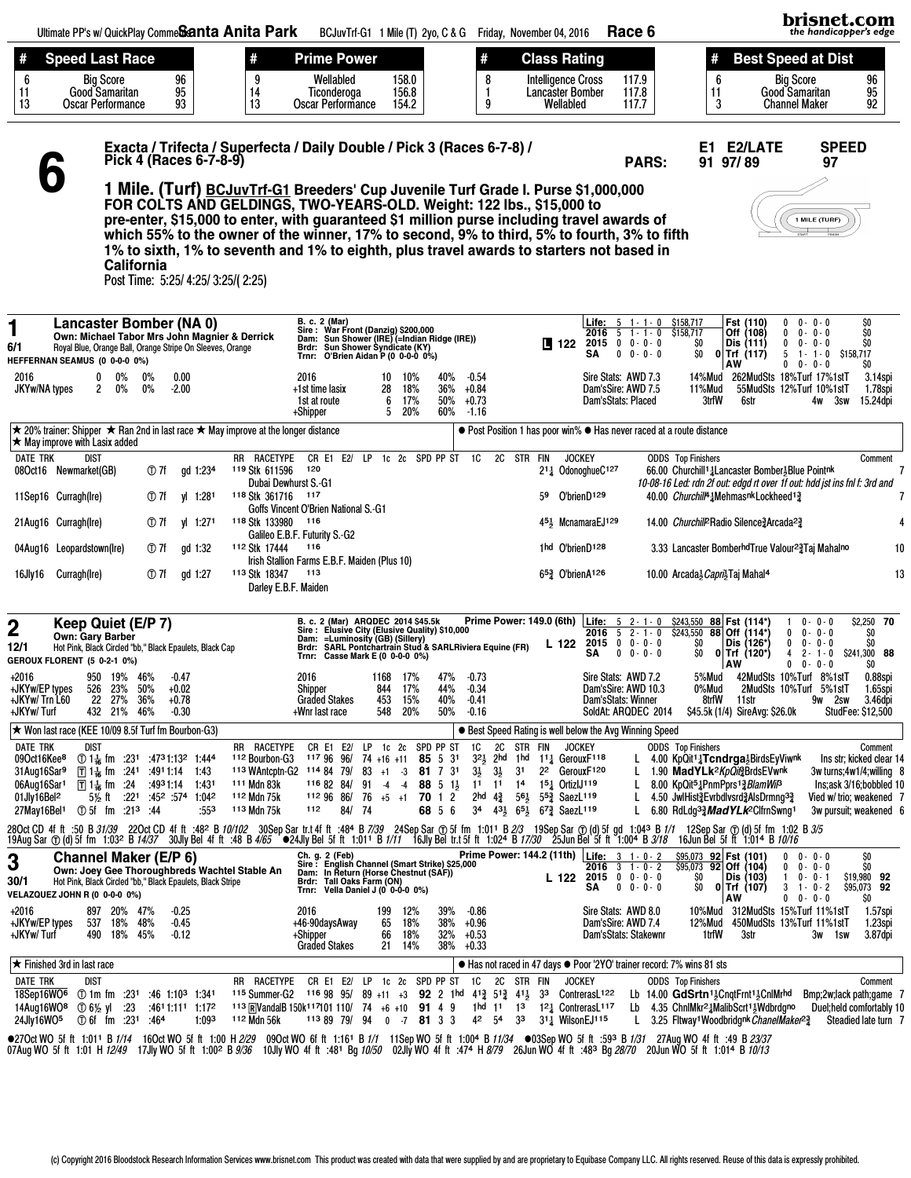Ultimate PP's w/ QuickPlay Comments **Santa Anita Park** BCJuvTrf-G1 1 Mile (T) 2yo, C & G Friday, November 04, 2016 **Race 6**

| # | Speed Last Race | | # | Prime Power | | # | Class Rating | | # | Best Speed at Dist | |
|---|---|---|---|---|---|---|---|---|---|---|---|
| 6 | Big Score | 96 | 9 | Wellabled | 158.0 | 8 | Intelligence Cross | 117.9 | 6 | Big Score | 96 |
| 11 | Good Samaritan | 95 | 14 | Ticonderoga | 156.8 | 1 | Lancaster Bomber | 117.8 | 11 | Good Samaritan | 95 |
| 13 | Oscar Performance | 93 | 13 | Oscar Performance | 154.2 | 9 | Wellabled | 117.7 | 3 | Channel Maker | 92 |

# 6

**Exacta / Trifecta / Superfecta / Daily Double / Pick 3 (Races 6-7-8) / Pick 4 (Races 6-7-8-9)**

PARS: E1 91 E2/LATE 97/ 89 SPEED 97

**1 Mile. (Turf) BCJuvTrf-G1 Breeders' Cup Juvenile Turf Grade I. Purse $1,000,000 FOR COLTS AND GELDINGS, TWO-YEARS-OLD. Weight: 122 lbs., $15,000 to pre-enter, $15,000 to enter, with guaranteed $1 million purse including travel awards of which 55% to the owner of the winner, 17% to second, 9% to third, 5% to fourth, 3% to fifth 1% to sixth, 1% to seventh and 1% to eighth, plus travel awards to starters not based in California**

Post Time: 5:25/ 4:25/ 3:25/( 2:25)

---

## 1 Lancaster Bomber (NA 0)

6/1 — Own: Michael Tabor Mrs John Magnier & Derrick — Royal Blue, Orange Ball, Orange Stripe On Sleeves, Orange
HEFFERNAN SEAMUS (0 0-0-0 0%)

B. c. 2 (Mar)
Sire: War Front (Danzig) $200,000
Dam: Sun Shower (IRE) (=Indian Ridge (IRE))
Brdr: Sun Shower Syndicate (KY)
Trnr: O'Brien Aidan P (0 0-0-0 0%)

L 122

| Life: | 5 | 1 - 1 - 0 | $158,717 | | Fst (110) | 0 | 0 - 0 - 0 | $0 |
|---|---|---|---|---|---|---|---|---|
| 2016 | 5 | 1 - 1 - 0 | $158,717 | | Off (108) | 0 | 0 - 0 - 0 | $0 |
| 2015 | 0 | 0 - 0 - 0 | $0 | | Dis (111) | 0 | 0 - 0 - 0 | $0 |
| SA | 0 | 0 - 0 - 0 | $0 | 0 | Trf (117) | 5 | 1 - 1 - 0 | $158,717 |
| | | | | | AW | 0 | 0 - 0 - 0 | $0 |

| 2016 | 0 | 0% | 0% | 0.00 |
|---|---|---|---|---|
| JKYw/NA types | 2 | 0% | 0% | -2.00 |

| 2016 | 10 | 10% | 40% | -0.54 |
|---|---|---|---|---|
| +1st time lasix | 28 | 18% | 36% | +0.84 |
| 1st at route | 6 | 17% | 50% | +0.73 |
| +Shipper | 5 | 20% | 60% | -1.16 |

Sire Stats: AWD 7.3 14%Mud 262MudSts 18%Turf 17%1stT 3.14spi
Dam'sSire: AWD 7.5 11%Mud 55MudSts 12%Turf 10%1stT 1.78spi
Dam'sStats: Placed 3trfW 6str 4w 3sw 15.24dpi

★ 20% trainer: Shipper ★ Ran 2nd in last race ★ May improve at the longer distance ★ May improve with Lasix added
● Post Position 1 has poor win% ● Has never raced at a route distance

| DATE TRK | DIST | | RR RACETYPE | CR | FIN | JOCKEY | ODDS | Top Finishers | Comment |
|---|---|---|---|---|---|---|---|---|---|
| 08Oct16 Newmarket(GB) | Ⓣ 7f | gd 1:23[4] | 119 Stk 611596 Dubai Dewhurst S.-G1 | 120 | 2[1]¼ | OdonoghueC[127] | 66.00 | Churchill[1]¼Lancaster Bomber½Blue Point[nk] | 7 |
| | | | | | | | | 10-08-16 Led: rdn 2f out: edgd rt over 1f out: hdd jst ins fnl f: 3rd and | |
| 11Sep16 Curragh(Ire) | Ⓣ 7f | yl 1:28[1] | 118 Stk 361716 Goffs Vincent O'Brien National S.-G1 | 117 | 5[9] | O'BrienD[129] | 40.00 | Churchill[4]¼Mehmas[nk]Lockheed[1]¾ | 7 |
| 21Aug16 Curragh(Ire) | Ⓣ 7f | yl 1:27[1] | 118 Stk 133980 Galileo E.B.F. Futurity S.-G2 | 116 | 4[5]½ | McnamaraEJ[129] | 14.00 | Churchill[2]Radio Silence¾Arcada[2]¾ | 4 |
| 04Aug16 Leopardstown(Ire) | Ⓣ 7f | gd 1:32 | 112 Stk 17444 Irish Stallion Farms E.B.F. Maiden (Plus 10) | 116 | 1[hd] | O'BrienD[128] | 3.33 | Lancaster Bomber[hd]True Valour[2]¾Taj Mahal[no] | 10 |
| 16Jly16 Curragh(Ire) | Ⓣ 7f | gd 1:27 | 113 Stk 18347 Darley E.B.F. Maiden | 113 | 6[5]¾ | O'BrienA[126] | 10.00 | Arcada½Capri½Taj Mahal[4] | 13 |

---

## 2 Keep Quiet (E/P 7)

12/1 — Own: Gary Barber — Hot Pink, Black Circled "bb," Black Epaulets, Black Cap
GEROUX FLORENT (5 0-2-1 0%)

B. c. 2 (Mar) ARQDEC 2014 $45.5k
Sire: Elusive City (Elusive Quality) $10,000
Dam: =Luminosity (GB) (Sillery)
Brdr: SARL Pontchartrain Stud & SARLRiviera Equine (FR)
Trnr: Casse Mark E (0 0-0-0 0%)

Prime Power: 149.0 (6th) — L 122

| Life: | 5 | 2 - 1 - 0 | $243,550 | 88 | Fst (114*) | 1 | 0 - 0 - 0 | $2,250 | 70 |
|---|---|---|---|---|---|---|---|---|---|
| 2016 | 5 | 2 - 1 - 0 | $243,550 | 88 | Off (114*) | 0 | 0 - 0 - 0 | $0 | |
| 2015 | 0 | 0 - 0 - 0 | $0 | | Dis (126*) | 0 | 0 - 0 - 0 | $0 | |
| SA | 0 | 0 - 0 - 0 | $0 | 0 | Trf (120*) | 4 | 2 - 1 - 0 | $241,300 | 88 |
| | | | | | AW | 0 | 0 - 0 - 0 | $0 | |

| +2016 | 950 | 19% | 46% | -0.47 |
|---|---|---|---|---|
| +JKYw/EP types | 526 | 23% | 50% | +0.02 |
| +JKYw/ Trn L60 | 22 | 27% | 36% | +0.78 |
| +JKYw/ Turf | 432 | 21% | 46% | -0.30 |

| 2016 | 1168 | 17% | 47% | -0.73 |
|---|---|---|---|---|
| Shipper | 844 | 17% | 44% | -0.34 |
| Graded Stakes | 453 | 15% | 40% | -0.41 |
| +Wnr last race | 548 | 20% | 50% | -0.16 |

Sire Stats: AWD 7.2 5%Mud 42MudSts 10%Turf 8%1stT 0.88spi
Dam'sSire: AWD 10.3 0%Mud 2MudSts 10%Turf 5%1stT 1.65spi
Dam'sStats: Winner 8trfW 11str 9w 2sw 3.46dpi
SoldAt: ARQDEC 2014 $45.5k (1/4) SireAvg: $26.0k StudFee: $12,500

★ Won last race (KEE 10/09 8.5f Turf fm Bourbon-G3)
● Best Speed Rating is well below the Avg Winning Speed

| DATE TRK | DIST | | | | | RR RACETYPE | CR | E1 | E2/ | LP | 1c | 2c | SPD | PP | ST | 1C | 2C | STR | FIN | JOCKEY | ODDS | Top Finishers | Comment |
|---|---|---|---|---|---|---|---|---|---|---|---|---|---|---|---|---|---|---|---|---|---|---|---|
| 09Oct16Kee[8] | Ⓣ 1 1/16 fm | :23[1] | :47[3] | 1:13[2] | 1:44[4] | 112 Bourbon-G3 | 117 | 96 | 96/ | 74 | +16 | +11 | 85 | 5 | 3[1] | 3[2]½ | 2[hd] | 1[hd] | 1[1]¼ | GerouxF[118] | L 4.00 | KpQit[1]¼Tcndrga½BirdsEyViw[nk] | Ins str; kicked clear 14 |
| 31Aug16Sar[9] | Ⓣ 1 1/16 fm | :24[1] | :49[1] | 1:14 | 1:43 | 113 WAntcptn-G2 | 114 | 84 | 79/ | 83 | +1 | -3 | 81 | 7 | 3[1] | 3½ | 3½ | 3[1] | 2[2] | GerouxF[120] | L 1.90 | MadYLk[2]KpQit¾BrdsEVw[nk] | 3w turns;4w1/4;willing 8 |
| 06Aug16Sar[1] | Ⓣ 1 1/16 fm | :24 | :49[3] | 1:14 | 1:43[1] | 111 Mdn 83k | 116 | 82 | 84/ | 91 | -4 | -4 | 88 | 5 | 1½ | 1[1] | 1[1] | 1[4] | 1[5]¼ | OrtizIJ[119] | L 8.00 | KpQit[5]¼PnmPprs[1]¾BlamWi[3] | Ins;ask 3/16;bobbled 10 |
| 01Jly16Bel[2] | 5½ ft | :22[1] | :45[2] | :57[4] | 1:04[2] | 112 Mdn 75k | 112 | 96 | 86/ | 76 | +5 | +1 | 70 | 1 | 2 | 2[hd] | 4¾ | 5[6]½ | 5[5]¾ | SaezL[119] | L 4.50 | JwlHist¾Evrbdlvsrd¾AlsDrmng[3]¾ | Vied w/ trio; weakened 7 |
| 27May16Bel[1] | Ⓣ 5f fm | :21[3] | :44 | | :55[3] | 113 Mdn 75k | 112 | | 84/ | 74 | | | 68 | 5 | 6 | 3[4] | 4[3]½ | 6[5]½ | 6[7]¾ | SaezL[119] | L 6.80 | RdLdg[3]¾MadYLk[2]ClfrnSwng[1] | 3w pursuit; weakened 6 |

28Oct CD 4f ft :50 B 31/39 22Oct CD 4f ft :48[2] B 10/102 30Sep Sar tr.t 4f ft :48[4] B 7/39 24Sep Sar Ⓣ 5f fm 1:01[1] B 2/3 19Sep Sar Ⓣ (d) 5f gd 1:04[3] B 1/1 12Sep Sar Ⓣ (d) 5f fm 1:02 B 3/5
19Aug Sar Ⓣ (d) 5f fm 1:03[2] B 14/37 30Jly Bel 4f ft :48 B 4/65 ●24Jly Bel 5f ft 1:01[1] B 1/11 16Jly Bel tr.t 5f ft 1:02[4] B 17/30 25Jun Bel 5f ft 1:00[4] B 3/18 16Jun Bel 5f ft 1:01[4] B 10/16

---

## 3 Channel Maker (E/P 6)

30/1 — Own: Joey Gee Thoroughbreds Wachtel Stable An — Hot Pink, Black Circled "bb," Black Epaulets, Black Stripe
VELAZQUEZ JOHN R (0 0-0-0 0%)

Ch. g. 2 (Feb)
Sire: English Channel (Smart Strike) $25,000
Dam: In Return (Horse Chestnut (SAF))
Brdr: Tall Oaks Farm (ON)
Trnr: Vella Daniel J (0 0-0-0 0%)

Prime Power: 144.2 (11th) — L 122

| Life: | 3 | 1 - 0 - 2 | $95,073 | 92 | Fst (101) | 0 | 0 - 0 - 0 | $0 | |
|---|---|---|---|---|---|---|---|---|---|
| 2016 | 3 | 1 - 0 - 2 | $95,073 | 92 | Off (104) | 0 | 0 - 0 - 0 | $0 | |
| 2015 | 0 | 0 - 0 - 0 | $0 | | Dis (103) | 1 | 0 - 0 - 1 | $19,980 | 92 |
| SA | 0 | 0 - 0 - 0 | $0 | 0 | Trf (107) | 3 | 1 - 0 - 2 | $95,073 | 92 |
| | | | | | AW | 0 | 0 - 0 - 0 | $0 | |

| +2016 | 897 | 20% | 47% | -0.25 |
|---|---|---|---|---|
| +JKYw/EP types | 537 | 18% | 48% | -0.45 |
| +JKYw/ Turf | 490 | 18% | 45% | -0.12 |

| 2016 | 199 | 12% | 39% | -0.86 |
|---|---|---|---|---|
| +46-90daysAway | 65 | 18% | 38% | +0.96 |
| +Shipper | 66 | 18% | 32% | +0.53 |
| Graded Stakes | 21 | 14% | 38% | +0.33 |

Sire Stats: AWD 8.0 10%Mud 312MudSts 15%Turf 11%1stT 1.57spi
Dam'sSire: AWD 7.4 12%Mud 450MudSts 13%Turf 11%1stT 1.23spi
Dam'sStats: Stakewnr 1trfW 3str 3w 1sw 3.87dpi

★ Finished 3rd in last race
● Has not raced in 47 days ● Poor '2YO' trainer record: 7% wins 81 sts

| DATE TRK | DIST | | | | | RR RACETYPE | CR | E1 | E2/ | LP | 1c | 2c | SPD | PP | ST | 1C | 2C | STR | FIN | JOCKEY | ODDS | Top Finishers | Comment |
|---|---|---|---|---|---|---|---|---|---|---|---|---|---|---|---|---|---|---|---|---|---|---|---|
| 18Sep16WO[6] | Ⓣ 1m fm | :23[1] | :46 | 1:10[3] | 1:34[1] | 115 Summer-G2 | 116 | 98 | 95/ | 89 | +11 | +3 | 92 | 2 | 1[hd] | 4[1]¾ | 5[1]¾ | 4[1]½ | 3[3] | ContrerasL[122] | Lb 14.00 | GdSrtn[1]½CnqtFrnt[1]½CnlMr[hd] | Bmp;2w;lack path;game 7 |
| 14Aug16WO[8] | Ⓣ 6½ yl | :23 | :46[1] | 1:11[1] | 1:17[2] | 113 Ⓡ VandalB 150k | 117 | 101 | 110/ | 74 | +6 | +10 | 91 | 4 | 9 | 1[hd] | 1[1] | 1[3] | 1[2]¼ | ContrerasL[117] | Lb 4.35 | ChnlMkr[2]¼MalibScrt[1]¾Wdbrdg[no] | Duel;held comfortably 10 |
| 24Jly16WO[5] | Ⓣ 6f fm | :23[1] | :46[4] | | 1:09[3] | 112 Mdn 56k | 113 | 89 | 79/ | 94 | 0 | -7 | 81 | 3 | 3 | 4[2] | 5[4] | 3[3] | 3[1]¼ | WilsonEJ[115] | L 3.25 | Fltway[1]Woodbridg[nk]ChanelMaker[2]¾ | Steadied late turn 7 |

●27Oct WO 5f ft 1:01[1] B 1/14 16Oct WO 5f ft 1:00 H 2/29 09Oct WO 6f ft 1:16[1] B 1/1 11Sep WO 5f ft 1:00[4] B 11/34 ●03Sep WO 5f ft :59[3] B 1/31 27Aug WO 4f ft :49 B 23/37
07Aug WO 5f ft 1:01 H 12/49 17Jly WO 5f ft 1:00[2] B 9/36 10Jly WO 4f ft :48[1] Bg 10/50 02Jly WO 4f ft :47[4] H 8/79 26Jun WO 4f ft :48[3] Bg 28/70 20Jun WO 5f ft 1:01[4] B 10/13

(c) Copyright 2016 Bloodstock Research Information Services www.brisnet.com This product was created with data that were supplied by and are proprietary to Equibase Company LLC. All rights reserved. Reuse of this data is expressly prohibited.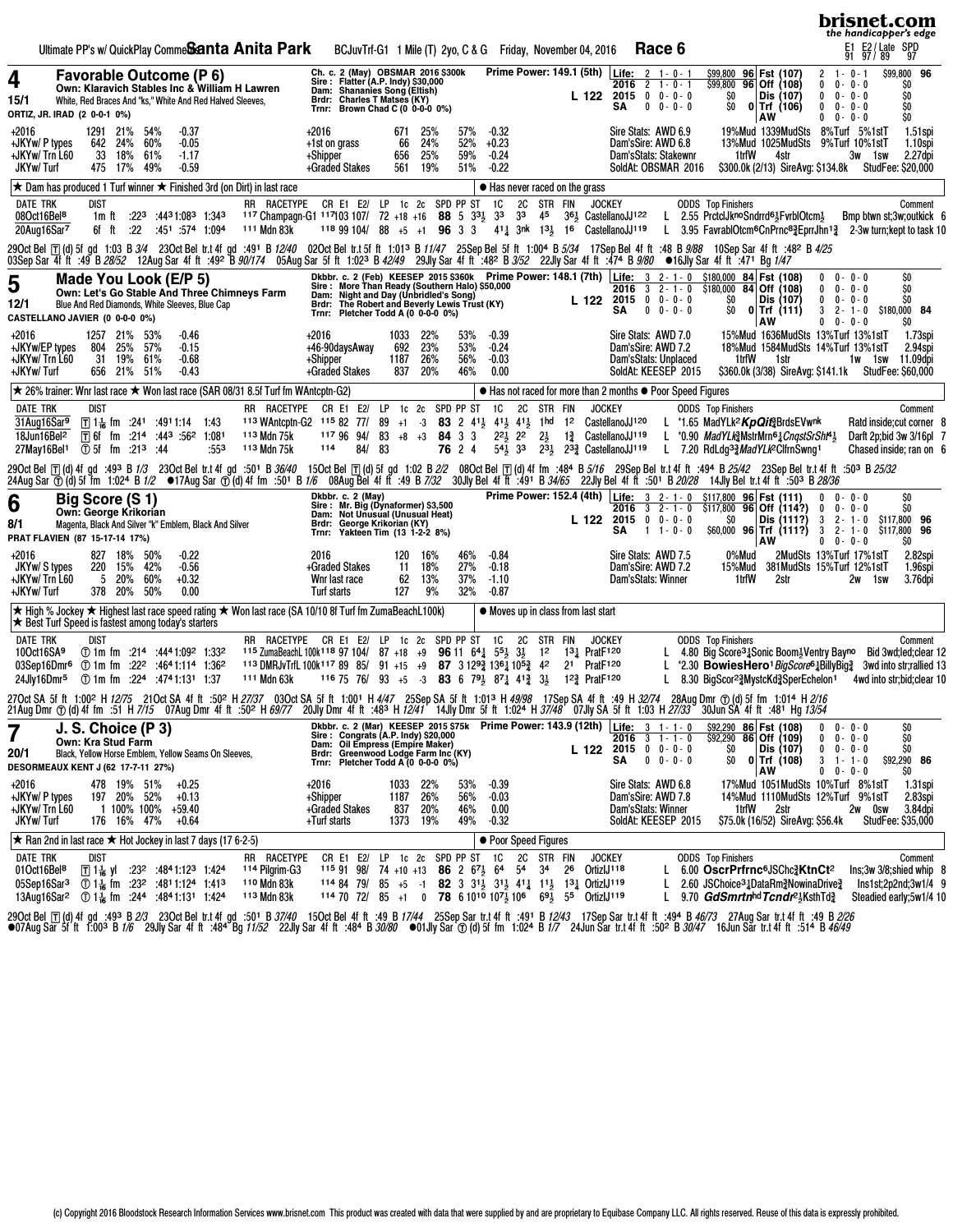Ultimate PP's w/ QuickPlay Comments **Santa Anita Park** BCJuvTrf-G1 1 Mile (T) 2yo, C & G Friday, November 04, 2016 **Race 6**

E1 E2/ Late SPD: 91 97/ 89 97

---

## 4 Favorable Outcome (P 6)

15/1 — ORTIZ, JR. IRAD (2 0-0-1 0%)

Own: Klaravich Stables Inc & William H Lawren
White, Red Braces And "ks," White And Red Halved Sleeves,

Ch. c. 2 (May) OBSMAR 2016 $300k
Sire: Flatter (A.P. Indy) $30,000
Dam: Shananies Song (Eltish)
Brdr: Charles T Matses (KY)
Trnr: Brown Chad C (0 0-0-0 0%)

Prime Power: 149.1 (5th) — L 122

| | Starts | W-P-S | Earnings | SPD |
|---|---|---|---|---|
| Life: | 2 | 1-0-1 | $99,800 | 96 |
| 2016 | 2 | 1-0-1 | $99,800 | 96 |
| 2015 | 0 | 0-0-0 | $0 | |
| SA | 0 | 0-0-0 | $0 | 0 |

| | Starts | W-P-S | Earnings | SPD |
|---|---|---|---|---|
| Fst (107) | 2 | 1-0-1 | $99,800 | 96 |
| Off (108) | 0 | 0-0-0 | $0 | |
| Dis (107) | 0 | 0-0-0 | $0 | |
| Trf (106) | 0 | 0-0-0 | $0 | |
| AW | 0 | 0-0-0 | $0 | |

| | | | | |
|---|---|---|---|---|
| +2016 | 1291 21% 54% | -0.37 | +2016 | 671 25% 57% -0.32 |
| +JKYw/ P types | 642 24% 60% | -0.05 | +1st on grass | 66 24% 52% +0.23 |
| +JKYw/ Trn L60 | 33 18% 61% | -1.17 | +Shipper | 656 25% 59% -0.24 |
| JKYw/ Turf | 475 17% 49% | -0.59 | +Graded Stakes | 561 19% 51% -0.22 |

Sire Stats: AWD 6.9 19%Mud 1339MudSts 8%Turf 5%1stT 1.51spi
Dam'sSire: AWD 6.8 13%Mud 1025MudSts 9%Turf 10%1stT 1.10spi
Dam'sStats: Stakewnr 1trfW 4str 3w 1sw 2.27dpi
SoldAt: OBSMAR 2016 $300.0k (2/13) SireAvg: $134.8k StudFee: $20,000

★ Dam has produced 1 Turf winner ★ Finished 3rd (on Dirt) in last race
● Has never raced on the grass

| DATE TRK | DIST | | | | | RR | RACETYPE | CR | E1 | E2/ | LP | 1c | 2c | SPD | PP | ST | 1C | 2C | STR | FIN | JOCKEY | | ODDS | Top Finishers | Comment |
|---|---|---|---|---|---|---|---|---|---|---|---|---|---|---|---|---|---|---|---|---|---|---|---|---|---|
| 08Oct16Bel[8] | 1m ft | :22³ | :44³1:08³ | 1:34³ | | 117 | Champagn-G1 | 117 | 103 | 107/ | 72 | +18 | +16 | 88 | 5 | 3³½ | 3³ | 3³ | 4⁵ | 3⁶½ | CastellanoJJ122 | L | 2.55 | PrctclJkⁿᵒSndrrd⁶½FvrblOtcm½ | Bmp btwn st;3w;outkick 6 |
| 20Aug16Sar[7] | 6f ft | :22 | :45¹ | :57⁴ | 1:09⁴ | 111 | Mdn 83k | 118 | 99 | 104/ | 88 | +5 | +1 | 96 | 3 | 3 | 4¹¼ | 3ⁿᵏ | 1³½ | 1⁶ | CastellanoJJ119 | L | 3.95 | FavrablOtcm⁶CnPrnc⁸¾EprrJhn¹¾ | 2-3w turn;kept to task 10 |

29Oct Bel ⓣ (d) 5f gd 1:03 B 3/4 23Oct Bel tr.t 4f gd :49¹ B 12/40 02Oct Bel tr.t 5f ft 1:01³ B 11/47 25Sep Bel 5f ft 1:00⁴ B 5/34 17Sep Bel 4f ft :48 B 9/88 10Sep Sar 4f ft :48² B 4/25
03Sep Sar 4f ft :49 B 28/52 12Aug Sar 4f ft :49² B 90/174 05Aug Sar 5f ft 1:02³ B 42/49 29Jly Sar 4f ft :48² B 3/52 22Jly Sar 4f ft :47⁴ B 9/80 ●16Jly Sar 4f ft :47¹ Bg 1/47

---

## 5 Made You Look (E/P 5)

12/1 — CASTELLANO JAVIER (0 0-0-0 0%)

Own: Let's Go Stable And Three Chimneys Farm
Blue And Red Diamonds, White Sleeves, Blue Cap

Dkbbr. c. 2 (Feb) KEESEP 2015 $360k
Sire: More Than Ready (Southern Halo) $50,000
Dam: Night and Day (Unbridled's Song)
Brdr: The Robert and Beverly Lewis Trust (KY)
Trnr: Pletcher Todd A (0 0-0-0 0%)

Prime Power: 148.1 (7th) — L 122

| | Starts | W-P-S | Earnings | SPD |
|---|---|---|---|---|
| Life: | 3 | 2-1-0 | $180,000 | 84 |
| 2016 | 3 | 2-1-0 | $180,000 | 84 |
| 2015 | 0 | 0-0-0 | $0 | |
| SA | 0 | 0-0-0 | $0 | 0 |

| | Starts | W-P-S | Earnings | SPD |
|---|---|---|---|---|
| Fst (108) | 0 | 0-0-0 | $0 | |
| Off (108) | 0 | 0-0-0 | $0 | |
| Dis (107) | 0 | 0-0-0 | $0 | |
| Trf (111) | 3 | 2-1-0 | $180,000 | 84 |
| AW | 0 | 0-0-0 | $0 | |

| | | | | |
|---|---|---|---|---|
| +2016 | 1257 21% 53% | -0.46 | +2016 | 1033 22% 53% -0.39 |
| +JKYw/EP types | 804 25% 57% | -0.15 | +46-90daysAway | 692 23% 53% -0.24 |
| +JKYw/ Trn L60 | 31 19% 61% | -0.68 | +Shipper | 1187 26% 56% -0.03 |
| +JKYw/ Turf | 656 21% 51% | -0.43 | +Graded Stakes | 837 20% 46% 0.00 |

Sire Stats: AWD 7.0 15%Mud 1636MudSts 13%Turf 13%1stT 1.73spi
Dam'sSire: AWD 7.2 18%Mud 1584MudSts 14%Turf 13%1stT 2.94spi
Dam'sStats: Unplaced 1trfW 1str 1w 1sw 11.09dpi
SoldAt: KEESEP 2015 $360.0k (3/38) SireAvg: $141.1k StudFee: $60,000

★ 26% trainer: Wnr last race ★ Won last race (SAR 08/31 8.5f Turf fm WAntcptn-G2)
● Has not raced for more than 2 months ● Poor Speed Figures

| DATE TRK | DIST | | | | | RR | RACETYPE | CR | E1 | E2/ | LP | 1c | 2c | SPD | PP | ST | 1C | 2C | STR | FIN | JOCKEY | | ODDS | Top Finishers | Comment |
|---|---|---|---|---|---|---|---|---|---|---|---|---|---|---|---|---|---|---|---|---|---|---|---|---|---|
| 31Aug16Sar[9] | ⓣ 1 1/16 fm | :24¹ | :49¹1:14 | 1:43 | | 113 | WAntcptn-G2 | 115 | 82 | 77/ | 89 | +1 | -3 | 83 | 2 | 4¹½ | 4¹½ | 4¹½ | 1ʰᵈ | 1² | CastellanoJJ120 | L | *1.65 | MadYLk²KpQit¾BrdsEVwⁿᵏ | Ratd inside;cut corner 8 |
| 18Jun16Bel[2] | ⓣ 6f fm | :21⁴ | :44³ | :56² | 1:08¹ | 113 | Mdn 75k | 117 | 96 | 94/ | 83 | +8 | +3 | 84 | 3 | 3 | 2²½ | 2² | 2½ | 1¾ | CastellanoJJ119 | L | *0.90 | MadYLk¾MstrMrn⁶¼CnqstSrSht¹½ | Darft 2p;bid 3w 3/16pl 7 |
| 27May16Bel[1] | ⓣ 5f fm | :21³ | :44 | | :55³ | 113 | Mdn 75k | 114 | | 84/ | 83 | | | 76 | 2 | 4 | 5⁴½ | 3³ | 2³½ | 2³¾ | CastellanoJJ119 | L | 7.20 | RdLdg³¾MadYLk²ClfrnSwng¹ | Chased inside; ran on 6 |

29Oct Bel ⓣ (d) 4f gd :49³ B 1/3 23Oct Bel tr.t 4f gd :50¹ B 36/40 15Oct Bel ⓣ (d) 5f gd 1:02 B 2/2 08Oct Bel ⓣ (d) 4f fm :48⁴ B 5/16 29Sep Bel tr.t 4f ft :49⁴ B 25/42 23Sep Bel tr.t 4f ft :50³ B 25/32
24Aug Sar ⓣ (d) 5f fm 1:02⁴ B 1/2 ●17Aug Sar ⓣ (d) 4f fm :50¹ B 1/6 08Aug Bel 4f ft :49 B 7/32 30Jly Bel 4f ft :49¹ B 34/65 22Jly Bel 4f ft :50¹ B 20/28 14Jly Bel tr.t 4f ft :50³ B 28/36

---

## 6 Big Score (S 1)

8/1 — PRAT FLAVIEN (87 15-17-14 17%)

Own: George Krikorian
Magenta, Black And Silver "k" Emblem, Black And Silver

Dkbbr. c. 2 (May)
Sire: Mr. Big (Dynaformer) $3,500
Dam: Not Unusual (Unusual Heat)
Brdr: George Krikorian (KY)
Trnr: Yakteen Tim (13 1-2-2 8%)

Prime Power: 152.4 (4th) — L 122

| | Starts | W-P-S | Earnings | SPD |
|---|---|---|---|---|
| Life: | 3 | 2-1-0 | $117,800 | 96 |
| 2016 | 3 | 2-1-0 | $117,800 | 96 |
| 2015 | 0 | 0-0-0 | $0 | |
| SA | 1 | 1-0-0 | $60,000 | 96 |

| | Starts | W-P-S | Earnings | SPD |
|---|---|---|---|---|
| Fst (111) | 0 | 0-0-0 | $0 | |
| Off (114?) | 0 | 0-0-0 | $0 | |
| Dis (111?) | 3 | 2-1-0 | $117,800 | 96 |
| Trf (111?) | 3 | 2-1-0 | $117,800 | 96 |
| AW | 0 | 0-0-0 | $0 | |

| | | | | |
|---|---|---|---|---|
| +2016 | 827 18% 50% | -0.22 | 2016 | 120 16% 46% -0.84 |
| JKYw/ S types | 220 15% 42% | -0.56 | +Graded Stakes | 11 18% 27% -0.18 |
| +JKYw/ Trn L60 | 5 20% 60% | +0.32 | Wnr last race | 62 13% 37% -1.10 |
| +JKYw/ Turf | 378 20% 50% | 0.00 | Turf starts | 127 9% 32% -0.87 |

Sire Stats: AWD 7.5 0%Mud 2MudSts 13%Turf 17%1stT 2.82spi
Dam'sSire: AWD 7.2 15%Mud 381MudSts 15%Turf 12%1stT 1.96spi
Dam'sStats: Winner 1trfW 2str 2w 1sw 3.76dpi

★ High % Jockey ★ Highest last race speed rating ★ Won last race (SA 10/10 8f Turf fm ZumaBeachL100k)
★ Best Turf Speed is fastest among today's starters
● Moves up in class from last start

| DATE TRK | DIST | | | | RR | RACETYPE | CR | E1 | E2/ | LP | 1c | 2c | SPD | PP | ST | 1C | 2C | STR | FIN | JOCKEY | | ODDS | Top Finishers | Comment |
|---|---|---|---|---|---|---|---|---|---|---|---|---|---|---|---|---|---|---|---|---|---|---|---|---|
| 10Oct16SA[9] | ⓣ 1m fm | :21⁴ | :44⁴1:09² | 1:33² | 115 | ZumaBeachL100k | 118 | 97 | 104/ | 87 | +18 | +9 | 96 | 11 | 6⁴½ | 5⁵½ | 3½ | 1² | 1³¼ | PratF120 | L | 4.80 | Big Score³¼Sonic Boom½Ventry Bayⁿᵒ | Bid 3wd;led;clear 12 |
| 03Sep16Dmr[6] | ⓣ 1m fm | :22² | :46⁴1:11⁴ | 1:36² | 113 | DMRJvTrfL100k | 117 | 89 | 85/ | 91 | +15 | +9 | 87 | 3 | 12⁹¾ | 13⁶¼ | 10⁵¾ | 4² | 2¹ | PratF120 | L | *2.30 | BowiesHero¹BigScore⁶¼BillyBig¾ | 3wd into str;rallied 13 |
| 24Jly16Dmr[5] | ⓣ 1m fm | :22⁴ | :47⁴1:13¹ | 1:37 | 111 | Mdn 63k | 116 | 75 | 76/ | 93 | +5 | -3 | 83 | 6 | 7⁹½ | 8⁷¼ | 4¹¾ | 3½ | 1²¾ | PratF120 | L | 8.30 | BigScor²¾MystcKd¾SperEchelon¹ | 4wd into str;bid;clear 10 |

27Oct SA 5f ft 1:00² H 12/75 21Oct SA 4f ft :50² H 27/37 03Oct SA 5f ft 1:00¹ H 4/47 25Sep SA 5f ft 1:01³ H 49/98 17Sep SA 4f ft :49 H 32/74 28Aug Dmr ⓣ (d) 5f fm 1:01⁴ H 2/16
21Aug Dmr ⓣ (d) 4f fm :51 H 7/15 07Aug Dmr 4f ft :50² H 69/77 20Jly Dmr 4f ft :48³ H 12/41 14Jly Dmr 5f ft 1:02⁴ H 37/48 07Jly SA 5f ft 1:03 H 27/33 30Jun SA 4f ft :48¹ Hg 13/54

---

## 7 J. S. Choice (P 3)

20/1 — DESORMEAUX KENT J (62 17-7-11 27%)

Own: Kra Stud Farm
Black, Yellow Horse Emblem, Yellow Seams On Sleeves,

Dkbbr. c. 2 (Mar) KEESEP 2015 $75k
Sire: Congrats (A.P. Indy) $20,000
Dam: Oil Empress (Empire Maker)
Brdr: Greenwood Lodge Farm Inc (KY)
Trnr: Pletcher Todd A (0 0-0-0 0%)

Prime Power: 143.9 (12th) — L 122

| | Starts | W-P-S | Earnings | SPD |
|---|---|---|---|---|
| Life: | 3 | 1-1-0 | $92,290 | 86 |
| 2016 | 3 | 1-1-0 | $92,290 | 86 |
| 2015 | 0 | 0-0-0 | $0 | |
| SA | 0 | 0-0-0 | $0 | 0 |

| | Starts | W-P-S | Earnings | SPD |
|---|---|---|---|---|
| Fst (108) | 0 | 0-0-0 | $0 | |
| Off (109) | 0 | 0-0-0 | $0 | |
| Dis (107) | 0 | 0-0-0 | $0 | |
| Trf (108) | 3 | 1-1-0 | $92,290 | 86 |
| AW | 0 | 0-0-0 | $0 | |

| | | | | |
|---|---|---|---|---|
| +2016 | 478 19% 51% | +0.25 | +2016 | 1033 22% 53% -0.39 |
| +JKYw/ P types | 197 20% 52% | +0.13 | +Shipper | 1187 26% 56% -0.03 |
| +JKYw/ Trn L60 | 1 100% 100% | +59.40 | +Graded Stakes | 837 20% 46% 0.00 |
| JKYw/ Turf | 176 16% 47% | +0.64 | +Turf starts | 1373 19% 49% -0.32 |

Sire Stats: AWD 6.8 17%Mud 1051MudSts 10%Turf 8%1stT 1.31spi
Dam'sSire: AWD 7.8 14%Mud 1110MudSts 12%Turf 9%1stT 2.83spi
Dam'sStats: Winner 1trfW 2str 2w 0sw 3.84dpi
SoldAt: KEESEP 2015 $75.0k (16/52) SireAvg: $56.4k StudFee: $35,000

★ Ran 2nd in last race ★ Hot Jockey in last 7 days (17 6-2-5)
● Poor Speed Figures

| DATE TRK | DIST | | | | RR | RACETYPE | CR | E1 | E2/ | LP | 1c | 2c | SPD | PP | ST | 1C | 2C | STR | FIN | JOCKEY | | ODDS | Top Finishers | Comment |
|---|---|---|---|---|---|---|---|---|---|---|---|---|---|---|---|---|---|---|---|---|---|---|---|---|
| 01Oct16Bel[8] | ⓣ 1 1/16 yl | :23² | :48⁴1:12³ | 1:42⁴ | 114 | Pilgrim-G3 | 115 | 91 | 98/ | 74 | +10 | +13 | 86 | 2 | 6⁷½ | 6⁴ | 5⁴ | 3⁴ | 2⁶ | OrtizIJ118 | L | 6.00 | OscrPrfrnc⁶JSChc¾KtnCt² | Ins;3w 3/8;shied whip 8 |
| 05Sep16Sar[3] | ⓣ 1 1/16 fm | :23² | :48¹1:12⁴ | 1:41³ | 110 | Mdn 83k | 114 | 84 | 79/ | 85 | +5 | -1 | 82 | 3 | 3¹½ | 3¹½ | 4¹½ | 1½ | 1³¼ | OrtizIJ119 | L | 2.60 | JSChoice³¼DataRm¾NowinaDrive¾ | Ins1st;2p2nd;3w1/4 9 |
| 13Aug16Sar[2] | ⓣ 1 1/16 fm | :24⁴ | :48⁴1:13¹ | 1:42⁴ | 113 | Mdn 83k | 114 | 70 | 72/ | 85 | +1 | 0 | 78 | 6 | 10¹⁰ | 10⁷½ | 10⁶ | 6⁹½ | 5⁵ | OrtizIJ119 | L | 9.70 | GdSmrtnʰᵈTcndr²½KsthTd¾ | Steadied early;5w1/4 10 |

29Oct Bel ⓣ (d) 4f gd :49³ B 2/3 23Oct Bel tr.t 4f gd :50¹ B 37/40 15Oct Bel 4f ft :49 B 17/44 25Sep Sar tr.t 4f ft :49¹ B 12/43 17Sep Sar tr.t 4f ft :49⁴ B 46/73 27Aug Sar tr.t 4f ft :49 B 2/26
●07Aug Sar 5f ft 1:00³ B 1/6 29Jly Sar 4f ft :48⁴ Bg 11/52 22Jly Sar 4f ft :48⁴ B 30/80 ●01Jly Sar ⓣ (d) 5f fm 1:02⁴ B 1/7 24Jun Sar tr.t 4f ft :50² B 30/47 16Jun Sar tr.t 4f ft :51⁴ B 46/49

(c) Copyright 2016 Bloodstock Research Information Services www.brisnet.com This product was created with data that were supplied by and are proprietary to Equibase Company LLC. All rights reserved. Reuse of this data is expressly prohibited.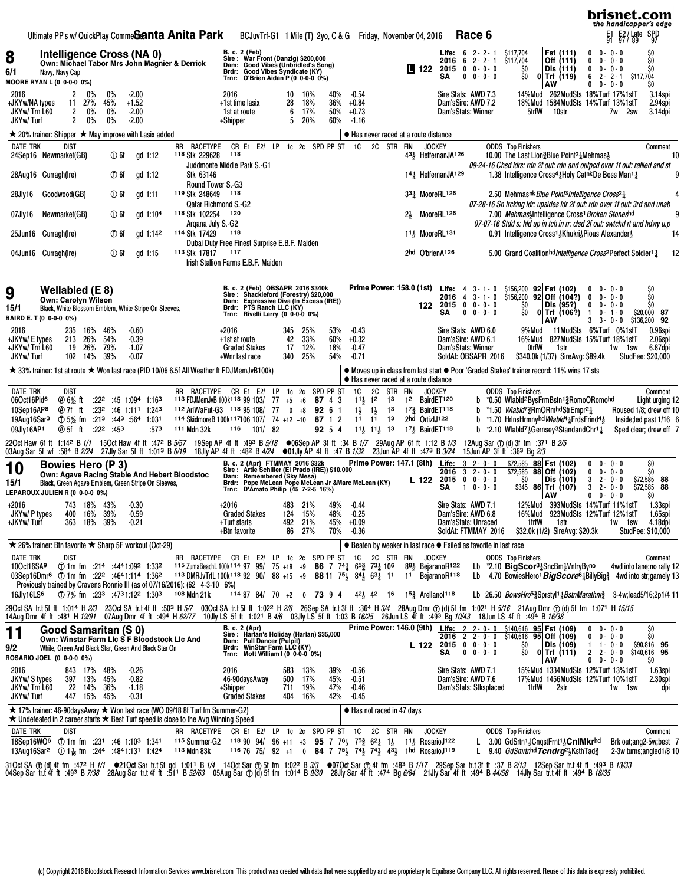Ultimate PP's w/ QuickPlay Comments — **Santa Anita Park** — BCJuvTrf-G1 1 Mile (T) 2yo, C & G — Friday, November 04, 2016 — **Race 6**

E1 E2/ Late SPD: 91 97/ 89 97

---

## 8 Intelligence Cross (NA 0)

**6/1** — Own: Michael Tabor Mrs John Magnier & Derrick — Navy, Navy Cap — MOORE RYAN L (0 0-0-0 0%)

B. c. 2 (Feb) — Sire: War Front (Danzig) $200,000 — Dam: Good Vibes (Unbridled's Song) — Brdr: Good Vibes Syndicate (KY) — Trnr: O'Brien Aidan P (0 0-0-0 0%) — L 122

| | | | | |
|---|---|---|---|---|
| Life: 6 2- 2- 1 | $117,704 | Fst (111) | 0 0- 0- 0 | $0 |
| 2016 6 2- 2- 1 | $117,704 | Off (111) | 0 0- 0- 0 | $0 |
| 2015 0 0- 0- 0 | $0 | Dis (111) | 0 0- 0- 0 | $0 |
| SA 0 0- 0- 0 | $0 0 | Trf (119) | 6 2- 2- 1 | $117,704 |
| | | AW | 0 0- 0- 0 | $0 |

| | | | | | | | | | | |
|---|---|---|---|---|---|---|---|---|---|---|
| 2016 | 2 | 0% | 0% | -2.00 | 2016 | 10 | 10% | 40% | -0.54 |
| +JKYw/NA types | 11 | 27% | 45% | +1.52 | +1st time lasix | 28 | 18% | 36% | +0.84 |
| JKYw/ Trn L60 | 2 | 0% | 0% | -2.00 | 1st at route | 6 | 17% | 50% | +0.73 |
| JKYw/ Turf | 2 | 0% | 0% | -2.00 | +Shipper | 5 | 20% | 60% | -1.16 |

Sire Stats: AWD 7.3 14%Mud 262MudSts 18%Turf 17%1stT 3.14spi
Dam'sSire: AWD 7.2 18%Mud 1584MudSts 14%Turf 13%1stT 2.94spi
Dam'sStats: Winner 5trfW 10str 7w 2sw 3.14dpi

★ 20% trainer: Shipper ★ May improve with Lasix added
● Has never raced at a route distance

| DATE TRK | DIST | | | RR RACETYPE | CR | FIN | JOCKEY | ODDS Top Finishers | Comment |
|---|---|---|---|---|---|---|---|---|---|
| 24Sep16 Newmarket(GB) | ⓣ 6f | gd 1:12 | | 118 Stk 229628 Juddmonte Middle Park S.-G1 | 118 | 4³½ | HeffernanJA126 | 10.00 The Last Lion¾Blue Point²¼Mehmas½ | 09-24-16 Chsd ldrs: rdn 2f out: rdn and outpcd over 1f out: rallied and st 10 |
| 28Aug16 Curragh(Ire) | ⓣ 6f | gd 1:12 | | Stk 63146 Round Tower S.-G3 | | 1⁴¼ | HeffernanJA129 | 1.38 Intelligence Cross⁴¼Holy CatnkDe Boss Man¹¼ | 9 |
| 28Jly16 Goodwood(GB) | ⓣ 6f | gd 1:11 | | 119 Stk 248649 Qatar Richmond S.-G2 | 118 | 3³¼ | MooreRL126 | 2.50 MehmasnkBlue Point³Intelligence Cross²¼ | 07-28-16 Sn trcking ldr: upsides ldr 2f out: rdn over 1f out: 3rd and unab 4 |
| 07Jly16 Newmarket(GB) | ⓣ 6f | gd 1:10⁴ | | 118 Stk 102254 Arqana July S.-G2 | 120 | 2½ | MooreRL126 | 7.00 Mehmas½Intelligence Cross¹Broken Stoneshd | 07-07-16 Stdd s: hld up in tch in rr: clsd 2f out: swtchd rt and hdwy u.p 9 |
| 25Jun16 Curragh(Ire) | ⓣ 6f | gd 1:14² | | 114 Stk 17429 Dubai Duty Free Finest Surprise E.B.F. Maiden | 118 | 1¹½ | MooreRL131 | 0.91 Intelligence Cross¹½Khukri½Pious Alexander½ | 14 |
| 04Jun16 Curragh(Ire) | ⓣ 6f | gd 1:15 | | 113 Stk 17817 Irish Stallion Farms E.B.F. Maiden | 117 | 2hd | O'brienA126 | 5.00 Grand CoalitionhdIntelligence Cross²Perfect Soldier¹¼ | 12 |

---

## 9 Wellabled (E 8)

**15/1** — Own: Carolyn Wilson — Black, White Blossom Emblem, White Stripe On Sleeves — BAIRD E. T (0 0-0-0 0%)

B. c. 2 (Feb) OBSAPR 2016 $340k — Sire: Shackleford (Forestry) $20,000 — Dam: Expressive Diva (In Excess (IRE)) — Brdr: PTS Ranch LLC (KY) — Trnr: Rivelli Larry (0 0-0-0 0%) — 122

Prime Power: 158.0 (1st)

| | | | | |
|---|---|---|---|---|
| Life: 4 3- 1- 0 | $156,200 92 | Fst (102) | 0 0- 0- 0 | $0 |
| 2016 4 3- 1- 0 | $156,200 92 | Off (104?) | 0 0- 0- 0 | $0 |
| 2015 0 0- 0- 0 | $0 | Dis (95?) | 0 0- 0- 0 | $0 |
| SA 0 0- 0- 0 | $0 0 | Trf (106?) | 1 0- 1- 0 | $20,000 87 |
| | | AW | 3 3- 0- 0 | $136,200 92 |

| | | | | | | | | | |
|---|---|---|---|---|---|---|---|---|---|
| 2016 | 235 | 16% | 46% | -0.60 | +2016 | 345 | 25% | 53% | -0.43 |
| +JKYw/ E types | 213 | 26% | 54% | -0.39 | +1st at route | 42 | 33% | 60% | +0.32 |
| +JKYw/ Trn L60 | 19 | 26% | 79% | -1.07 | Graded Stakes | 17 | 12% | 18% | -0.47 |
| JKYw/ Turf | 102 | 14% | 39% | -0.07 | +Wnr last race | 340 | 25% | 54% | -0.71 |

Sire Stats: AWD 6.0 9%Mud 11MudSts 6%Turf 0%1stT 0.96spi
Dam'sSire: AWD 6.1 16%Mud 827MudSts 15%Turf 18%1stT 2.06spi
Dam'sStats: Winner 0trfW 1str 1w 1sw 6.87dpi
SoldAt: OBSAPR 2016 $340.0k (1/37) SireAvg: $89.4k StudFee: $20,000

★ 33% trainer: 1st at route ★ Won last race (PID 10/06 6.5f All Weather ft FDJMemJvB100k)
● Moves up in class from last start ● Poor 'Graded Stakes' trainer record: 11% wins 17 sts
● Has never raced at a route distance

| DATE TRK | DIST | | | | | RR RACETYPE | CR E1 E2/ | LP 1c 2c | SPD PP ST | 1C | 2C | STR | FIN | JOCKEY | ODDS Top Finishers | Comment |
|---|---|---|---|---|---|---|---|---|---|---|---|---|---|---|---|---|
| 06Oct16Pid⁶ | Ⓐ 6½ ft | :22² | :45 | 1:09⁴ | 1:16³ | 113 FDJMemJvB 100k | 118 99 103/ | 77 +5 +6 | 87 4 3 | 1¹½ | 1² | 1³ | 1² | BairdET120 | b *0.50 Wlabld²BysFrmBstn¹¾RomoORomohd | Light urging 12 |
| 10Sep16AP⁸ | Ⓐ 7f ft | :23² | :46 | 1:11¹ | 1:24³ | 112 ArlWaFut-G3 | 118 95 108/ | 77 0 +8 | 92 6 1 | 1½ | 1½ | 1³ | 1⁷¾ | BairdET118 | b *1.50 Wlabld⁷¾RmORmhdStrEmpr²¼ | Roused 1/8; drew off 10 |
| 19Aug16Sar³ | ⓣ 5½ fm | :21³ | :44³ | :56⁴ | 1:03¹ | 114 SkidmoreB 100k | 117 106 107/ | 74 +12 +10 | 87 1 2 | 1¹ | 1¹ | 1³ | 2hd | OrtizIJ122 | b *1.70 HrlnsHrmnyhdWlabld⁴¼FrdsFrind⁴½ | Inside;led past 1/16 6 |
| 09Jly16AP¹ | Ⓐ 5f ft | :22² | :45³ | | :57³ | 111 Mdn 32k | 116 101/ | 82 | 92 5 4 | 1¹½ | 1¹½ | 1³ | 1⁷½ | BairdET118 | b *2.10 Wlabld⁷½Gernsey³StandandChr¹¼ | Sped clear; drew off 7 |

22Oct Haw 6f ft 1:14² B 1/1 15Oct Haw 4f ft :47² B 5/57 19Sep AP 4f ft :49³ B 5/18 ●06Sep AP 3f ft :34 B 1/7 29Aug AP 6f ft 1:12 B 1/3 12Aug Sar ⓣ (d) 3f fm :37¹ B 2/5
03Aug Sar 5f wf :58⁴ B 2/24 27Jly Sar 5f ft 1:01³ B 6/19 18Jly AP 4f ft :48² B 4/24 ●01Jly AP 4f ft :47 B 1/32 23Jun AP 4f ft :47³ B 3/24 15Jun AP 3f ft :36³ Bg 2/3

---

## 10 Bowies Hero (P 3)

**15/1** — Own: Agave Racing Stable And Hebert Bloodstoc — Black, Green Agave Emblem, Green Stripe On Sleeves — LEPAROUX JULIEN R (0 0-0-0 0%)

B. c. 2 (Apr) FTMMAY 2016 $32k — Sire: Artie Schiller (El Prado (IRE)) $10,000 — Dam: Remembered (Sky Mesa) — Brdr: Pope McLean Pope McLean Jr &Marc McLean (KY) — Trnr: D'Amato Philip (45 7-2-5 16%) — L 122

Prime Power: 147.1 (8th)

| | | | | |
|---|---|---|---|---|
| Life: 3 2- 0- 0 | $72,585 88 | Fst (102) | 0 0- 0- 0 | $0 |
| 2016 3 2- 0- 0 | $72,585 88 | Off (102) | 0 0- 0- 0 | $0 |
| 2015 0 0- 0- 0 | $0 | Dis (101) | 3 2- 0- 0 | $72,585 88 |
| SA 1 0- 0- 0 | $345 86 | Trf (107) | 3 2- 0- 0 | $72,585 88 |
| | | AW | 0 0- 0- 0 | $0 |

| | | | | | | | | | |
|---|---|---|---|---|---|---|---|---|---|
| +2016 | 743 | 18% | 43% | -0.30 | +2016 | 483 | 21% | 49% | -0.44 |
| JKYw/ P types | 400 | 16% | 39% | -0.59 | Graded Stakes | 124 | 15% | 48% | -0.25 |
| +JKYw/ Turf | 363 | 18% | 39% | -0.21 | +Turf starts | 492 | 21% | 45% | +0.09 |
| | | | | | +Btn favorite | 86 | 27% | 70% | -0.36 |

Sire Stats: AWD 7.1 12%Mud 393MudSts 14%Turf 11%1stT 1.33spi
Dam'sSire: AWD 6.8 16%Mud 923MudSts 12%Turf 12%1stT 1.65spi
Dam'sStats: Unraced 1trfW 1str 1w 1sw 4.18dpi
SoldAt: FTMMAY 2016 $32.0k (1/2) SireAvg: $20.3k StudFee: $10,000

★ 26% trainer: Btn favorite ★ Sharp 5F workout (Oct-29)
● Beaten by weaker in last race ● Failed as favorite in last race

| DATE TRK | DIST | | | | | RR RACETYPE | CR E1 E2/ | LP 1c 2c | SPD PP ST | 1C | 2C | STR | FIN | JOCKEY | ODDS Top Finishers | Comment |
|---|---|---|---|---|---|---|---|---|---|---|---|---|---|---|---|---|
| 10Oct16SA⁹ | ⓣ 1m fm | :21⁴ | :44³ | 1:09² | 1:33² | 115 ZumaBeachL 100k | 114 97 99/ | 75 +18 +9 | 86 7 7⁴½ | 6⁵¾ | 7³¼ | 10⁶ | 8⁸½ | BejaranoR122 | Lb *2.10 BigScor³¼SncBm½VntryByno | 4wd into lane;no rally 12 |
| 03Sep16Dmr⁶ | ⓣ 1m fm | :22² | :46⁴ | 1:11⁴ | 1:36² | 113 DMRJvTrfL 100k | 118 92 90/ | 88 +15 +9 | 88 11 7⁵½ | 8⁴½ | 6³¼ | 1¹ | 1¹ | BejaranoR118 | Lb 4.70 BowiesHero¹BigScore⁶¼BillyBig¾ | 4wd into str;gamely 13 |
| | | | | | | Previously trained by Cravens Ronnie III (as of 07/16/2016): (62 4-3-10 6%) | | | | | | | | | | |
| 16Jly16LS⁶ | ⓣ 7½ fm | :23³ | :47³ | 1:12² | 1:30³ | 108 Mdn 21k | 114 87 84/ | 70 +2 0 | 73 9 4 | 4²½ | 4² | 1⁶ | 1⁵¾ | ArellanoI118 | Lb 26.50 BowsHro⁵¾Sprstyl¹¼BstnMarathn¾ | 3-4w;lead5/16;2p1/4 11 |

29Oct SA tr.t 5f ft 1:01⁴ H 2/3 23Oct SA tr.t 4f ft :50³ H 5/7 03Oct SA tr.t 5f ft 1:02² H 2/6 26Sep SA tr.t 3f ft :36⁴ H 3/4 28Aug Dmr ⓣ (d) 5f fm 1:02¹ H 5/16 21Aug Dmr ⓣ (d) 5f fm 1:07¹ H 15/15
14Aug Dmr 4f ft :48¹ H 19/91 07Aug Dmr 4f ft :49⁴ H 62/77 10Jly LS 5f ft 1:02¹ B 4/6 03Jly LS 5f ft 1:03 B 16/25 26Jun LS 4f ft :49³ Bg 10/43 18Jun LS 4f ft :49⁴ B 16/38

---

## 11 Good Samaritan (S 0)

**9/2** — Own: Winstar Farm Llc S F Bloodstock Llc And — White, Green And Black Star, Green And Black Star On — ROSARIO JOEL (0 0-0-0 0%)

B. c. 2 (Apr) — Sire: Harlan's Holiday (Harlan) $35,000 — Dam: Pull Dancer (Pulpit) — Brdr: WinStar Farm LLC (KY) — Trnr: Mott William I (0 0-0-0 0%) — L 122

Prime Power: 146.0 (9th)

| | | | | |
|---|---|---|---|---|
| Life: 2 2- 0- 0 | $140,616 95 | Fst (109) | 0 0- 0- 0 | $0 |
| 2016 2 2- 0- 0 | $140,616 95 | Off (109) | 0 0- 0- 0 | $0 |
| 2015 0 0- 0- 0 | $0 | Dis (109) | 1 1- 0- 0 | $90,816 95 |
| SA 0 0- 0- 0 | $0 0 | Trf (111) | 2 2- 0- 0 | $140,616 95 |
| | | AW | 0 0- 0- 0 | $0 |

| | | | | | | | | | |
|---|---|---|---|---|---|---|---|---|---|
| 2016 | 843 | 17% | 48% | -0.26 | 2016 | 583 | 13% | 39% | -0.56 |
| JKYw/ S types | 397 | 13% | 45% | -0.82 | 46-90daysAway | 500 | 17% | 45% | -0.51 |
| JKYw/ Trn L60 | 22 | 14% | 36% | -1.18 | +Shipper | 711 | 19% | 47% | -0.46 |
| JKYw/ Turf | 447 | 15% | 45% | -0.31 | Graded Stakes | 404 | 16% | 42% | -0.45 |

Sire Stats: AWD 7.1 15%Mud 1334MudSts 12%Turf 13%1stT 1.63spi
Dam'sSire: AWD 7.6 17%Mud 1456MudSts 12%Turf 10%1stT 2.30spi
Dam'sStats: Stksplaced 1trfW 2str 1w 1sw dpi

★ 17% trainer: 46-90daysAway ★ Won last race (WO 09/18 8f Turf fm Summer-G2)
★ Undefeated in 2 career starts ★ Best Turf speed is close to the Avg Winning Speed
● Has not raced in 47 days

| DATE TRK | DIST | | | | | RR RACETYPE | CR E1 E2/ | LP 1c 2c | SPD PP ST | 1C | 2C | STR | FIN | JOCKEY | ODDS Top Finishers | Comment |
|---|---|---|---|---|---|---|---|---|---|---|---|---|---|---|---|---|
| 18Sep16WO⁶ | ⓣ 1m fm | :23¹ | :46 | 1:10³ | 1:34¹ | 115 Summer-G2 | 118 90 94/ | 96 +11 +3 | 95 7 7⁶½ | 7⁵¾ | 6²¼ | 1½ | 1¹½ | RosarioJ122 | L 3.00 GdSrtn¹½CnqstFrnt¹½CnlMkrhd | Brk out;ang2-5w;best 7 |
| 13Aug16Sar² | ⓣ 1¹⁄₁₆ fm | :24⁴ | :48⁴ | 1:13¹ | 1:42⁴ | 113 Mdn 83k | 116 76 75/ | 92 +1 0 | 84 7 7⁵½ | 7⁴½ | 7⁴½ | 4³½ | 1hd | RosarioJ119 | L 9.40 GdSmrtnhdTcndrg²¼KsthTad¾ | 2-3w turns;angled1/8 10 |

31Oct SA ⓣ (d) 4f fm :47² H 1/1 ●21Oct Sar tr.t 5f gd 1:01¹ B 1/4 14Oct Sar ⓣ 5f fm 1:02² B 3/3 ●07Oct Sar ⓣ 4f fm :48³ B 1/17 29Sep Sar tr.t 3f ft :37 B 2/13 12Sep Sar tr.t 4f ft :49³ B 13/33
04Sep Sar tr.t 4f ft :49³ B 7/38 28Aug Sar tr.t 4f ft :51¹ B 52/63 05Aug Sar ⓣ (d) 5f fm 1:01⁴ B 9/30 28Jly Sar 4f ft :47⁴ Bg 6/84 21Jly Sar 4f ft :49⁴ B 44/58 14Jly Sar tr.t 4f ft :49⁴ B 18/35

(c) Copyright 2016 Bloodstock Research Information Services www.brisnet.com This product was created with data that were supplied by and are proprietary to Equibase Company LLC. All rights reserved. Reuse of this data is expressly prohibited.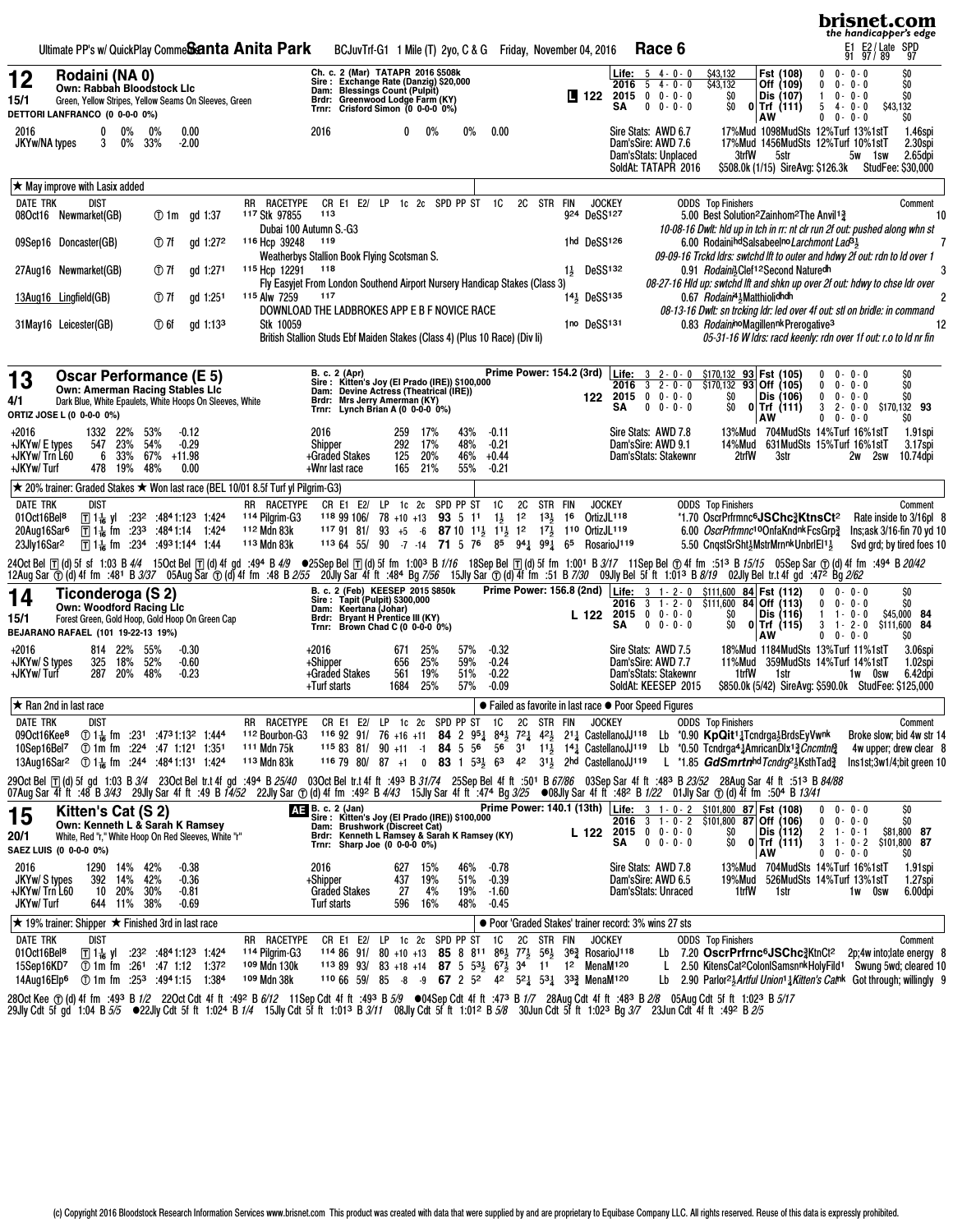Ultimate PP's w/ QuickPlay Comments **Santa Anita Park** BCJuvTrf-G1 1 Mile (T) 2yo, C & G Friday, November 04, 2016 **Race 6**

E1 E2/ Late SPD
91 97/ 89 97

---

## 12 Rodaini (NA 0)

**15/1** Own: Rabbah Bloodstock Llc
Green, Yellow Stripes, Yellow Seams On Sleeves, Green
DETTORI LANFRANCO (0 0-0-0 0%)

Ch. c. 2 (Mar) TATAPR 2016 $508k
Sire: Exchange Rate (Danzig) $20,000
Dam: Blessings Count (Pulpit)
Brdr: Greenwood Lodge Farm (KY)
Trnr: Crisford Simon (0 0-0-0 0%)

L 122

| | | | | |
|---|---|---|---|---|
| Life: 5 4-0-0 | $43,132 | | Fst (108) 0 0-0-0 | $0 |
| 2016 5 4-0-0 | $43,132 | | Off (109) 0 0-0-0 | $0 |
| 2015 0 0-0-0 | $0 | | Dis (107) 1 0-0-0 | $0 |
| SA 0 0-0-0 | $0 | 0 | Trf (111) 5 4-0-0 | $43,132 |
| | | | AW 0 0-0-0 | $0 |

2016 0 0% 0% 0.00
JKYw/NA types 3 0% 33% -2.00

2016 0 0% 0% 0.00

Sire Stats: AWD 6.7 17%Mud 1098MudSts 12%Turf 13%1stT 1.46spi
Dam'sSire: AWD 7.6 17%Mud 1456MudSts 12%Turf 10%1stT 2.30spi
Dam'sStats: Unplaced 3trfW 5str 5w 1sw 2.65dpi
SoldAt: TATAPR 2016 $508.0k (1/15) SireAvg: $126.3k StudFee: $30,000

★ May improve with Lasix added

| DATE TRK | DIST | | RR RACETYPE | CR E1 E2/ LP 1c 2c SPD PP ST 1C 2C STR FIN | JOCKEY | ODDS Top Finishers | Comment |
|---|---|---|---|---|---|---|---|
| 08Oct16 Newmarket(GB) | Ⓣ 1m gd 1:37 | | 117 Stk 97855 | 113 | 9²⁴ DeSS127 | 5.00 Best Solution²Zainhom²The Anvil1¾ | 10 |
| | | | Dubai 100 Autumn S.-G3 | | | 10-08-16 Dwlt: hld up in tch in rr: nt clr run 2f out: pushed along whn st | |
| 09Sep16 Doncaster(GB) | Ⓣ 7f gd 1:27² | | 116 Hcp 39248 | 119 | 1hd DeSS126 | 6.00 RodainihdSalsabeelnoLarchmont Lad3½ | 7 |
| | | | Weatherbys Stallion Book Flying Scotsman S. | | | 09-09-16 Trckd ldrs: swtchd lft to outer and hdwy 2f out: rdn to ld over 1 | |
| 27Aug16 Newmarket(GB) | Ⓣ 7f gd 1:27¹ | | 115 Hcp 12291 | 118 | 1½ DeSS132 | 0.91 Rodaini½Clef12Second Naturedh | 3 |
| | | | Fly Easyjet From London Southend Airport Nursery Handicap Stakes (Class 3) | | | 08-27-16 Hld up: swtchd lft and shkn up over 2f out: hdwy to chse ldr over | |
| 13Aug16 Lingfield(GB) | Ⓣ 7f gd 1:25¹ | | 115 Alw 7259 | 117 | 14½ DeSS135 | 0.67 Rodaini4½Mattiolidhdh | 2 |
| | | | DOWNLOAD THE LADBROKES APP E B F NOVICE RACE | | | 08-13-16 Dwlt: sn trcking ldr: led over 4f out: stl on bridle: in command | |
| 31May16 Leicester(GB) | Ⓣ 6f gd 1:13³ | | Stk 10059 | | 1no DeSS131 | 0.83 RodainInoMagillennkPrerogative³ | 12 |
| | | | British Stallion Studs Ebf Maiden Stakes (Class 4) (Plus 10 Race) (Div Ii) | | | 05-31-16 W ldrs: racd keenly: rdn over 1f out: r.o to ld nr fin | |

---

## 13 Oscar Performance (E 5)

**4/1** Own: Amerman Racing Stables Llc
Dark Blue, White Epaulets, White Hoops On Sleeves, White
ORTIZ JOSE L (0 0-0-0 0%)

B. c. 2 (Apr)
Sire: Kitten's Joy (El Prado (IRE)) $100,000
Dam: Devine Actress (Theatrical (IRE))
Brdr: Mrs Jerry Amerman (KY)
Trnr: Lynch Brian A (0 0-0-0 0%)

Prime Power: 154.2 (3rd)

122

| | | | | |
|---|---|---|---|---|
| Life: 3 2-0-0 | $170,132 | 93 | Fst (105) 0 0-0-0 | $0 |
| 2016 3 2-0-0 | $170,132 | 93 | Off (105) 0 0-0-0 | $0 |
| 2015 0 0-0-0 | $0 | | Dis (106) 0 0-0-0 | $0 |
| SA 0 0-0-0 | $0 | 0 | Trf (111) 3 2-0-0 | $170,132 93 |
| | | | AW 0 0-0-0 | $0 |

| | | | | |
|---|---|---|---|---|
| +2016 | 1332 22% | 53% | -0.12 | |
| +JKYw/ E types | 547 23% | 54% | -0.29 | |
| +JKYw/ Trn L60 | 6 33% | 67% | +11.98 | |
| +JKYw/ Turf | 478 19% | 48% | 0.00 | |

| | | | | |
|---|---|---|---|---|
| 2016 | 259 | 17% | 43% | -0.11 |
| Shipper | 292 | 17% | 48% | -0.21 |
| +Graded Stakes | 125 | 20% | 46% | +0.44 |
| +Wnr last race | 165 | 21% | 55% | -0.21 |

Sire Stats: AWD 7.8 13%Mud 704MudSts 14%Turf 16%1stT 1.91spi
Dam'sSire: AWD 9.1 14%Mud 631MudSts 15%Turf 16%1stT 3.17spi
Dam'sStats: Stakewnr 2trfW 3str 2w 2sw 10.74dpi

★ 20% trainer: Graded Stakes ★ Won last race (BEL 10/01 8.5f Turf yl Pilgrim-G3)

| DATE TRK | DIST | RR RACETYPE | CR E1 E2/ LP 1c 2c SPD PP ST 1C 2C STR FIN | JOCKEY | ODDS Top Finishers | Comment |
|---|---|---|---|---|---|---|
| 01Oct16Bel⁸ | Ⓣ 1¹⁄₁₆ yl :23² :48⁴1:12³ 1:42⁴ | 114 Pilgrim-G3 | 118 99 106/ 78 +10 +13 93 5 11 1½ 1² 13½ 16 | OrtizJL118 | *1.70 OscrPrfrmnc⁶JSChc¾KtnsCt² | Rate inside to 3/16pl 8 |
| 20Aug16Sar⁶ | Ⓣ 1¹⁄₁₆ fm :23³ :48⁴1:14 1:42⁴ | 112 Mdn 83k | 117 91 81/ 93 +5 -6 87 10 11½ 11½ 1² 17½ 110 | OrtizJL119 | 6.00 OscrPrfrmnc¹⁰OnfaKndnkFcsGrp¾ | Ins;ask 3/16-fin 70 yd 10 |
| 23Jly16Sar² | Ⓣ 1¹⁄₁₆ fm :23⁴ :49³1:14⁴ 1:44 | 113 Mdn 83k | 113 64 55/ 90 -7 -14 71 5 76 8⁵ 94¼ 99¼ 6⁵ | RosarioJ119 | 5.50 CnqstSrShl½MstrMrnnkUnbrlEl1½ | Svd grd; by tired foes 10 |

24Oct Bel Ⓣ (d) 5f st 1:03 B 4/4 15Oct Bel Ⓣ (d) 4f gd :49⁴ B 4/9 ●25Sep Bel Ⓣ (d) 5f fm 1:00³ B 1/16 18Sep Bel Ⓣ (d) 5f fm 1:00¹ B 3/17 11Sep Bel ⓣ 4f fm :51³ B 15/15 05Sep Sar ⓣ (d) 4f fm :49⁴ B 20/42
12Aug Sar ⓣ (d) 4f fm :48¹ B 3/37 05Aug Sar Ⓣ (d) 4f fm :48 B 2/55 20Jly Sar 4f ft :48⁴ Bg 7/56 15Jly Sar ⓣ (d) 4f fm :51 B 7/30 09Jly Bel 5f ft 1:01³ B 8/19 02Jly Bel tr.t 4f gd :47² Bg 2/62

---

## 14 Ticonderoga (S 2)

**15/1** Own: Woodford Racing Llc
Forest Green, Gold Hoop, Gold Hoop On Green Cap
BEJARANO RAFAEL (101 19-22-13 19%)

B. c. 2 (Feb) KEESEP 2015 $850k
Sire: Tapit (Pulpit) $300,000
Dam: Keertana (Johar)
Brdr: Bryant H Prentice III (KY)
Trnr: Brown Chad C (0 0-0-0 0%)

Prime Power: 156.8 (2nd)

L 122

| | | | | |
|---|---|---|---|---|
| Life: 3 1-2-0 | $111,600 | 84 | Fst (112) 0 0-0-0 | $0 |
| 2016 3 1-2-0 | $111,600 | 84 | Off (113) 0 0-0-0 | $0 |
| 2015 0 0-0-0 | $0 | | Dis (116) 1 1-0-0 | $45,000 84 |
| SA 0 0-0-0 | $0 | 0 | Trf (115) 3 1-2-0 | $111,600 84 |
| | | | AW 0 0-0-0 | $0 |

| | | | | |
|---|---|---|---|---|
| +2016 | 814 22% | 55% | -0.30 | |
| +JKYw/ S types | 325 18% | 52% | -0.60 | |
| +JKYw/ Turf | 287 20% | 48% | -0.23 | |

| | | | | |
|---|---|---|---|---|
| +2016 | 671 | 25% | 57% | -0.32 |
| +Shipper | 656 | 25% | 59% | -0.24 |
| +Graded Stakes | 561 | 19% | 51% | -0.22 |
| +Turf starts | 1684 | 25% | 57% | -0.09 |

Sire Stats: AWD 7.5 18%Mud 1184MudSts 13%Turf 11%1stT 3.06spi
Dam'sSire: AWD 7.7 11%Mud 359MudSts 14%Turf 14%1stT 1.02spi
Dam'sStats: Stakewnr 1trfW 1str 1w 0sw 6.42dpi
SoldAt: KEESEP 2015 $850.0k (5/42) SireAvg: $590.0k StudFee: $125,000

★ Ran 2nd in last race ● Failed as favorite in last race ● Poor Speed Figures

| DATE TRK | DIST | RR RACETYPE | CR E1 E2/ LP 1c 2c SPD PP ST 1C 2C STR FIN | JOCKEY | ODDS Top Finishers | Comment |
|---|---|---|---|---|---|---|
| 09Oct16Kee⁸ | Ⓣ 1¹⁄₁₆ fm :23¹ :47³1:13² 1:44⁴ | 112 Bourbon-G3 | 116 92 91/ 76 +16 +11 84 2 95¼ 84½ 72¼ 42½ 21¼ | CastellanoJJ118 Lb | *0.90 KpQit1¼Tcndrga½BrdsEyVwnk | Broke slow; bid 4w str 14 |
| 10Sep16Bel⁷ | Ⓣ 1m fm :22⁴ :47 1:12¹ 1:35¹ | 111 Mdn 75k | 115 83 81/ 90 +11 -1 84 5 5⁶ 5⁶ 3¹ 11½ 14¼ | CastellanoJJ119 Lb | *0.50 Tcndrga4¼AmricanDlx1¾Cncmtn¾ | 4w upper; drew clear 8 |
| 13Aug16Sar² | Ⓣ 1¹⁄₁₆ fm :24⁴ :48⁴1:13¹ 1:42⁴ | 113 Mdn 83k | 116 79 80/ 87 +1 0 83 1 53½ 6³ 4² 31½ 2hd | CastellanoJJ119 L | *1.85 GdSmrtnhdTcndrg2½KsthTad¾ | Ins1st;3w1/4;bit green 10 |

29Oct Bel Ⓣ (d) 5f gd 1:03 B 3/4 23Oct Bel tr.t 4f gd :49⁴ B 25/40 03Oct Bel tr.t 4f ft :49³ B 31/74 25Sep Bel 4f ft :50¹ B 67/86 03Sep Sar 4f ft :48³ B 23/52 28Aug Sar 4f ft :51³ B 84/88
07Aug Sar 4f ft :48 B 3/43 29Jly Sar 4f ft :49 B 14/52 22Jly Sar ⓣ (d) 4f fm :49² B 4/43 15Jly Sar 4f ft :47⁴ Bg 3/25 ●08Jly Sar 4f ft :48² B 1/22 01Jly Sar ⓣ (d) 4f fm :50⁴ B 13/41

---

## 15 Kitten's Cat (S 2)

**20/1** Own: Kenneth L & Sarah K Ramsey
White, Red "r," White Hoop On Red Sleeves, White "r"
SAEZ LUIS (0 0-0-0 0%)

AE B. c. 2 (Jan)
Sire: Kitten's Joy (El Prado (IRE)) $100,000
Dam: Brushwork (Discreet Cat)
Brdr: Kenneth L Ramsey & Sarah K Ramsey (KY)
Trnr: Sharp Joe (0 0-0-0 0%)

Prime Power: 140.1 (13th)

L 122

| | | | | |
|---|---|---|---|---|
| Life: 3 1-0-2 | $101,800 | 87 | Fst (108) 0 0-0-0 | $0 |
| 2016 3 1-0-2 | $101,800 | 87 | Off (106) 0 0-0-0 | $0 |
| 2015 0 0-0-0 | $0 | | Dis (112) 2 1-0-1 | $81,800 87 |
| SA 0 0-0-0 | $0 | 0 | Trf (111) 3 1-0-2 | $101,800 87 |
| | | | AW 0 0-0-0 | $0 |

| | | | | |
|---|---|---|---|---|
| 2016 | 1290 14% | 42% | -0.38 | |
| JKYw/ S types | 392 14% | 42% | -0.36 | |
| +JKYw/ Trn L60 | 10 20% | 30% | -0.81 | |
| JKYw/ Turf | 644 11% | 38% | -0.69 | |

| | | | | |
|---|---|---|---|---|
| 2016 | 627 | 15% | 46% | -0.78 |
| +Shipper | 437 | 19% | 51% | -0.39 |
| Graded Stakes | 27 | 4% | 19% | -1.60 |
| Turf starts | 596 | 16% | 48% | -0.45 |

Sire Stats: AWD 7.8 13%Mud 704MudSts 14%Turf 16%1stT 1.91spi
Dam'sSire: AWD 6.5 19%Mud 526MudSts 14%Turf 13%1stT 1.27spi
Dam'sStats: Unraced 1trfW 1str 1w 0sw 6.00dpi

★ 19% trainer: Shipper ★ Finished 3rd in last race ● Poor 'Graded Stakes' trainer record: 3% wins 27 sts

| DATE TRK | DIST | RR RACETYPE | CR E1 E2/ LP 1c 2c SPD PP ST 1C 2C STR FIN | JOCKEY | ODDS Top Finishers | Comment |
|---|---|---|---|---|---|---|
| 01Oct16Bel⁸ | Ⓣ 1¹⁄₁₆ yl :23² :48⁴1:12³ 1:42⁴ | 114 Pilgrim-G3 | 114 86 91/ 80 +10 +13 85 8 811 86½ 77¼ 56½ 36¾ | RosarioJ118 Lb | 7.20 OscrPrfrmnc⁶JSChc¾KtnCt² | 2p;4w into;late energy 8 |
| 15Sep16KD⁷ | Ⓣ 1m fm :26¹ :47 1:12 1:37² | 109 Mdn 130k | 113 89 93/ 83 +18 +14 87 5 53½ 67½ 3⁴ 1¹ 1² | MenaM120 L | 2.50 KitensCat²ColonlSamsnnkHolyFild¹ | Swung 5wd; cleared 10 |
| 14Aug16Elp⁶ | Ⓣ 1m fm :25³ :49⁴1:15 1:38⁴ | 109 Mdn 38k | 110 66 59/ 85 -8 -9 67 2 5² 4² 52¼ 53¼ 33¾ | MenaM120 Lb | 2.90 Parlor2½Artful Union1¼Kitten's Catnk | Got through; willingly 9 |

28Oct Kee ⓣ (d) 4f fm :49³ B 1/2 22Oct Cdt 4f ft :49² B 6/12 11Sep Cdt 4f ft :49³ B 5/9 ●04Sep Cdt 4f ft :47³ B 1/7 28Aug Cdt 4f ft :48³ B 2/8 05Aug Cdt 5f ft 1:02³ B 5/17
29Jly Cdt 5f gd 1:04 B 5/5 ●22Jly Cdt 5f ft 1:02⁴ B 1/4 15Jly Cdt 5f ft 1:01³ B 3/11 08Jly Cdt 5f ft 1:01² B 5/8 30Jun Cdt 5f ft 1:02³ Bg 3/7 23Jun Cdt 4f ft :49² B 2/5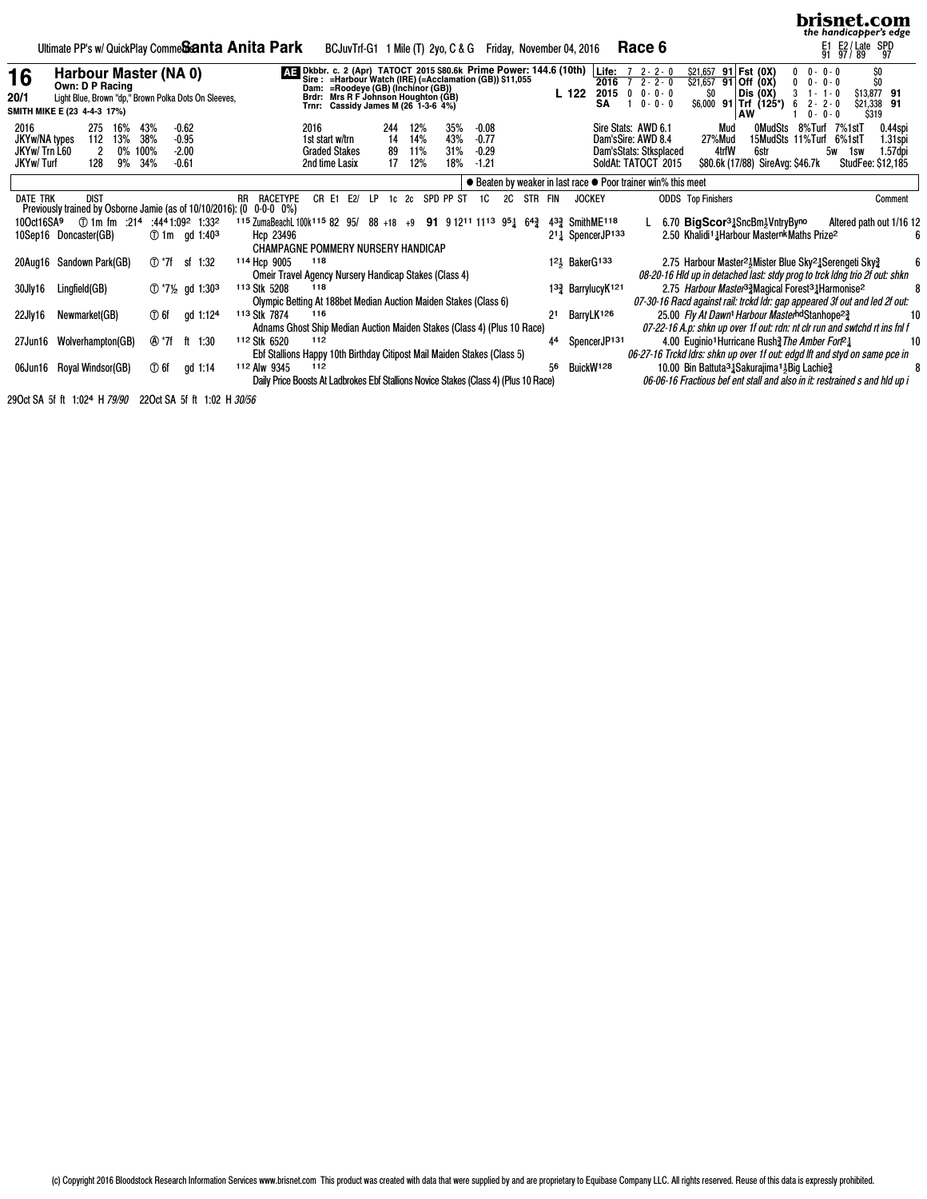Ultimate PP's w/ QuickPlay Comments **Santa Anita Park** BCJuvTrf-G1 1 Mile (T) 2yo, C & G Friday, November 04, 2016 **Race 6**

E1 91 E2/Late 97/89 SPD 97

## 16 Harbour Master (NA 0)

**Own: D P Racing**
**20/1** Light Blue, Brown "dp," Brown Polka Dots On Sleeves,
**SMITH MIKE E (23 4-4-3 17%)**

**AE** Dkbbr. c. 2 (Apr) TATOCT 2015 $80.6k **Prime Power: 144.6 (10th)**
Sire : =Harbour Watch (IRE) (=Acclamation (GB)) $11,055
Dam: =Roodeye (GB) (Inchinor (GB))
Brdr: Mrs R F Johnson Houghton (GB)
Trnr: Cassidy James M (26 1-3-6 4%)

**L 122**

| | | | | | | |
|---|---|---|---|---|---|---|
| **Life:** | 7 2- 2- 0 | $21,657 **91** | **Fst (0X)** | 0 0- 0- 0 | $0 | |
| **2016** | 7 2- 2- 0 | $21,657 **91** | **Off (0X)** | 0 0- 0- 0 | $0 | |
| **2015** | 0 0- 0- 0 | $0 | **Dis (0X)** | 3 1- 1- 0 | $13,877 | **91** |
| **SA** | 1 0- 0- 0 | $6,000 **91** | **Trf (125*)** | 6 2- 2- 0 | $21,338 | **91** |
| | | | **AW** | 1 0- 0- 0 | $319 | |

| | | | | | | | | | | |
|---|---|---|---|---|---|---|---|---|---|---|
| 2016 | 275 | 16% | 43% | -0.62 | 2016 | 244 | 12% | 35% | -0.08 | |
| JKYw/NA types | 112 | 13% | 38% | -0.95 | 1st start w/trn | 14 | 14% | 43% | -0.77 | |
| JKYw/ Trn L60 | 2 | 0% | 100% | -2.00 | Graded Stakes | 89 | 11% | 31% | -0.29 | |
| JKYw/ Turf | 128 | 9% | 34% | -0.61 | 2nd time Lasix | 17 | 12% | 18% | -1.21 | |

Sire Stats: AWD 6.1 Mud 0MudSts 8%Turf 7%1stT 0.44spi
Dam'sSire: AWD 8.4 27%Mud 15MudSts 11%Turf 6%1stT 1.31spi
Dam'sStats: Stksplaced 4trfW 6str 5w 1sw 1.57dpi
SoldAt: TATOCT 2015 $80.6k (17/88) SireAvg: $46.7k StudFee: $12,185

● Beaten by weaker in last race ● Poor trainer win% this meet

Previously trained by Osborne Jamie (as of 10/10/2016): (0 0-0-0 0%)

| DATE TRK | DIST | RR RACETYPE | CR E1 E2/ LP 1c 2c SPD PP ST 1C 2C STR FIN | JOCKEY | ODDS | Top Finishers | Comment |
|---|---|---|---|---|---|---|---|
| 10Oct16SA[9] | Ⓣ 1m fm :21[4] :44[4] 1:09[2] 1:33[2] | 115 ZumaBeachL100k | 115 82 95/ 88 +18 +9 **91** 9 12[11] 11[13] 9[5¼] 6[4¾] 4[3¾] | SmithME[118] L | 6.70 | **BigScor**[3¼]SncBm[½]VntryBy[no] | Altered path out 1/16 12 |
| 10Sep16 Doncaster(GB) | Ⓣ 1m gd 1:40[3] | Hcp 23496 CHAMPAGNE POMMERY NURSERY HANDICAP | 2[1¼] | SpencerJP[133] | 2.50 | Khalidi[1¼]Harbour Master[nk]Maths Prize[2] | 6 |
| 20Aug16 Sandown Park(GB) | Ⓣ *7f sf 1:32 | 114 Hcp 9005 Omeir Travel Agency Nursery Handicap Stakes (Class 4) | 118 1[2½] | BakerG[133] | 2.75 | Harbour Master[2¼]Mister Blue Sky[2¼]Serengeti Sky[¾] | 6 |
| | | | | | | *08-20-16 Hld up in detached last: stdy prog to trck ldng trio 2f out: shkn* | |
| 30Jly16 Lingfield(GB) | Ⓣ *7½ gd 1:30[3] | 113 Stk 5208 Olympic Betting At 188bet Median Auction Maiden Stakes (Class 6) | 118 1[3¾] | BarrylucyK[121] | 2.75 | *Harbour Master*[3¾]Magical Forest[3¼]Harmonise[2] | 8 |
| | | | | | | *07-30-16 Racd against rail: trckd ldr: gap appeared 3f out and led 2f out:* | |
| 22Jly16 Newmarket(GB) | Ⓣ 6f gd 1:12[4] | 113 Stk 7874 Adnams Ghost Ship Median Auction Maiden Stakes (Class 4) (Plus 10 Race) | 116 2[1] | BarryLK[126] | 25.00 | *Fly At Dawn*[1]*Harbour Master*[hd]Stanhope[2¾] | 10 |
| | | | | | | *07-22-16 A.p: shkn up over 1f out: rdn: nt clr run and swtchd rt ins fnl f* | |
| 27Jun16 Wolverhampton(GB) | Ⓐ *7f ft 1:30 | 112 Stk 6520 Ebf Stallions Happy 10th Birthday Citipost Mail Maiden Stakes (Class 5) | 112 4[4] | SpencerJP[131] | 4.00 | Euginio[1]Hurricane Rush[¾]*The Amber Fort*[2¼] | 10 |
| | | | | | | *06-27-16 Trckd ldrs: shkn up over 1f out: edgd lft and styd on same pce in* | |
| 06Jun16 Royal Windsor(GB) | Ⓣ 6f gd 1:14 | 112 Alw 9345 Daily Price Boosts At Ladbrokes Ebf Stallions Novice Stakes (Class 4) (Plus 10 Race) | 112 5[6] | BuickW[128] | 10.00 | Bin Battuta[3¼]Sakurajima[1½]Big Lachie[¾] | 8 |
| | | | | | | *06-06-16 Fractious bef ent stall and also in it: restrained s and hld up i* | |

29Oct SA 5f ft 1:02[4] H *79/90* 22Oct SA 5f ft 1:02 H *30/56*

(c) Copyright 2016 Bloodstock Research Information Services www.brisnet.com This product was created with data that were supplied by and are proprietary to Equibase Company LLC. All rights reserved. Reuse of this data is expressly prohibited.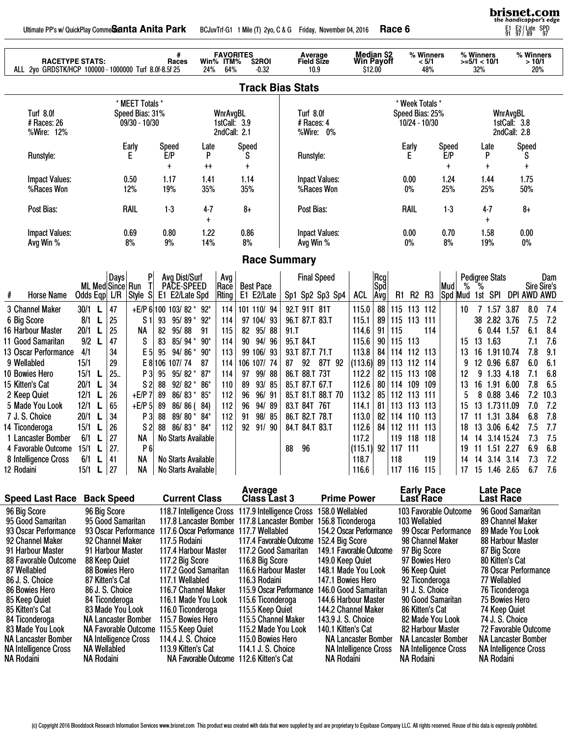Ultimate PP's w/ QuickPlay Comments **Santa Anita Park** BCJuvTrf-G1 1 Mile (T) 2yo, C & G Friday, November 04, 2016 **Race 6**

brisnet.com — the handicapper's edge

| E1 | E2 / Late | SPD |
|---|---|---|
| 91 | 97 / 89 | 97 |

| RACETYPE STATS: | # Races | FAVORITES Win% | ITM% | $2ROI | Average Field Size | Median $2 Win Payoff | % Winners < 5/1 | % Winners >=5/1 < 10/1 | % Winners > 10/1 |
|---|---|---|---|---|---|---|---|---|---|
| ALL 2yo GRDSTK/HCP 100000 - 1000000 Turf 8.0f-8.5f | 25 | 24% | 64% | -0.32 | 10.9 | $12.00 | 48% | 32% | 20% |

## Track Bias Stats

**\* MEET Totals \***

Turf 8.0f — # Races: 26 — %Wire: 12%

Speed Bias: 31% — 09/30 - 10/30

WnrAvgBL — 1stCall: 3.9 — 2ndCall: 2.1

| Runstyle: | E | E/P | P | S |
|---|---|---|---|---|
| | | + | ++ | + |
| Impact Values: | 0.50 | 1.17 | 1.41 | 1.14 |
| %Races Won | 12% | 19% | 35% | 35% |

| Post Bias: | RAIL | 1-3 | 4-7 | 8+ |
|---|---|---|---|---|
| | | | + | |
| Impact Values: | 0.69 | 0.80 | 1.22 | 0.86 |
| Avg Win % | 8% | 9% | 14% | 8% |

**\* Week Totals \***

Turf 8.0f — # Races: 4 — %Wire: 0%

Speed Bias: 25% — 10/24 - 10/30

WnrAvgBL — 1stCall: 3.8 — 2ndCall: 2.8

| Runstyle: | E | E/P | P | S |
|---|---|---|---|---|
| | | + | + | + |
| Impact Values: | 0.00 | 1.24 | 1.44 | 1.75 |
| %Races Won | 0% | 25% | 25% | 50% |

| Post Bias: | RAIL | 1-3 | 4-7 | 8+ |
|---|---|---|---|---|
| | | | + | |
| Inpact Values: | 0.00 | 0.70 | 1.58 | 0.00 |
| Avg Win % | 0% | 8% | 19% | 0% |

## Race Summary

| # | Horse Name | ML Odds | Med Eqp | Days Since L/R | Run Style | PT S | Avg Dist/Surf PACE-SPEED E1 | E2/Late | Spd | Avg Race Rting | Best Pace E1 | E2/Late | Final Speed Sp1 | Sp2 | Sp3 | Sp4 | ACL | Rcg Spd Avg | R1 | R2 | R3 | Mud Spd | Pedigree Stats Mud % | % 1st | SPI | DPI | Sire AWD | Dam Sire's AWD |
|---|---|---|---|---|---|---|---|---|---|---|---|---|---|---|---|---|---|---|---|---|---|---|---|---|---|---|---|---|
| 3 | Channel Maker | 30/1 | L | 47 | +E/P | 6 | 100 | 103/ 82 * | 92* | 114 | 101 | 110/ 94 | 92.T | 91T | 81T | | 115.0 | 88 | 115 | 113 | 112 | | 10 | 7 | 1.57 | 3.87 | 8.0 | 7.4 |
| 6 | Big Score | 8/1 | L | 25 | S | 1 | 93 | 95/ 89 * | 92* | 114 | 97 | 104/ 93 | 96.T | 87.T | 83.T | | 115.1 | 89 | 115 | 113 | 111 | | | 38 | 2.82 | 3.76 | 7.5 | 7.2 |
| 16 | Harbour Master | 20/1 | L | 25 | NA | | 82 | 95/ 88 | 91 | 115 | 82 | 95/ 88 | 91.T | | | | 114.6 | 91 | 115 | | 114 | | | 6 | 0.44 | 1.57 | 6.1 | 8.4 |
| 11 | Good Samaritan | 9/2 | L | 47 | S | | 83 | 85/ 94 * | 90* | 114 | 90 | 94/ 96 | 95.T | 84.T | | | 115.6 | 90 | 115 | 113 | | | 15 | 13 | 1.63 | | 7.1 | 7.6 |
| 13 | Oscar Performance | 4/1 | | 34 | E | 5 | 95 | 94/ 86 * | 90* | 113 | 99 | 106/ 93 | 93.T | 87.T | 71.T | | 113.8 | 84 | 114 | 112 | 113 | | 13 | 16 | 1.91 | 10.74 | 7.8 | 9.1 |
| 9 | Wellabled | 15/1 | | 29 | E | 8 | 106 | 107/ 74 | 87 | 114 | 106 | 107/ 74 | 87 | 92 | 87T | 92 | (113.6) | 89 | 113 | 112 | 114 | | 9 | 12 | 0.96 | 6.87 | 6.0 | 6.1 |
| 10 | Bowies Hero | 15/1 | L | 25.. | P | 3 | 95 | 95/ 82 * | 87* | 114 | 97 | 99/ 88 | 86.T | 88.T | 73T | | 112.2 | 82 | 115 | 113 | 108 | | 12 | 9 | 1.33 | 4.18 | 7.1 | 6.8 |
| 15 | Kitten's Cat | 20/1 | L | 34 | S | 2 | 88 | 92/ 82 * | 86* | 110 | 89 | 93/ 85 | 85.T | 87.T | 67.T | | 112.6 | 80 | 114 | 109 | 109 | | 13 | 16 | 1.91 | 6.00 | 7.8 | 6.5 |
| 2 | Keep Quiet | 12/1 | L | 26 | +E/P | 7 | 89 | 86/ 83 * | 85* | 112 | 96 | 96/ 91 | 85.T | 81.T | 88.T | 70 | 113.2 | 85 | 112 | 113 | 111 | | 5 | 8 | 0.88 | 3.46 | 7.2 | 10.3 |
| 5 | Made You Look | 12/1 | L | 65 | +E/P | 5 | 89 | 86/ 86 ( | 84) | 112 | 96 | 94/ 89 | 83.T | 84T | 76T | | 114.1 | 81 | 113 | 113 | 113 | | 15 | 13 | 1.73 | 11.09 | 7.0 | 7.2 |
| 7 | J. S. Choice | 20/1 | L | 34 | P | 3 | 88 | 89/ 80 * | 84* | 112 | 91 | 98/ 85 | 86.T | 82.T | 78.T | | 113.0 | 82 | 114 | 110 | 113 | | 17 | 11 | 1.31 | 3.84 | 6.8 | 7.8 |
| 14 | Ticonderoga | 15/1 | L | 26 | S | 2 | 88 | 86/ 83 * | 84* | 112 | 92 | 91/ 90 | 84.T | 84.T | 83.T | | 112.6 | 84 | 112 | 111 | 113 | | 18 | 13 | 3.06 | 6.42 | 7.5 | 7.7 |
| 1 | Lancaster Bomber | 6/1 | L | 27 | NA | | No Starts Available | | | | | | | | | | 117.2 | | 119 | 118 | 118 | | 14 | 14 | 3.14 | 15.24 | 7.3 | 7.5 |
| 4 | Favorable Outcome | 15/1 | L | 27. | P | 6 | | | | | | | 88 | 96 | | | (115.1) | 92 | 117 | 111 | | | 19 | 11 | 1.51 | 2.27 | 6.9 | 6.8 |
| 8 | Intelligence Cross | 6/1 | L | 41 | NA | | No Starts Available | | | | | | | | | | 118.7 | | 118 | | 119 | | 14 | 14 | 3.14 | 3.14 | 7.3 | 7.2 |
| 12 | Rodaini | 15/1 | L | 27 | NA | | No Starts Available | | | | | | | | | | 116.6 | | 117 | 116 | 115 | | 17 | 15 | 1.46 | 2.65 | 6.7 | 7.6 |

| Speed Last Race | Back Speed | Current Class | Average Class Last 3 | Prime Power | Early Pace Last Race | Late Pace Last Race |
|---|---|---|---|---|---|---|
| 96 Big Score | 96 Big Score | 118.7 Intelligence Cross | 117.9 Intelligence Cross | 158.0 Wellabled | 103 Favorable Outcome | 96 Good Samaritan |
| 95 Good Samaritan | 95 Good Samaritan | 117.8 Lancaster Bomber | 117.8 Lancaster Bomber | 156.8 Ticonderoga | 103 Wellabled | 89 Channel Maker |
| 93 Oscar Performance | 93 Oscar Performance | 117.6 Oscar Performance | 117.7 Wellabled | 154.2 Oscar Performance | 99 Oscar Performance | 89 Made You Look |
| 92 Channel Maker | 92 Channel Maker | 117.5 Rodaini | 117.4 Favorable Outcome | 152.4 Big Score | 98 Channel Maker | 88 Harbour Master |
| 91 Harbour Master | 91 Harbour Master | 117.4 Harbour Master | 117.2 Good Samaritan | 149.1 Favorable Outcome | 97 Big Score | 87 Big Score |
| 88 Favorable Outcome | 88 Keep Quiet | 117.2 Big Score | 116.8 Big Score | 149.0 Keep Quiet | 97 Bowies Hero | 80 Kitten's Cat |
| 87 Wellabled | 88 Bowies Hero | 117.2 Good Samaritan | 116.6 Harbour Master | 148.1 Made You Look | 96 Keep Quiet | 78 Oscar Performance |
| 86 J. S. Choice | 87 Kitten's Cat | 117.1 Wellabled | 116.3 Rodaini | 147.1 Bowies Hero | 92 Ticonderoga | 77 Wellabled |
| 86 Bowies Hero | 86 J. S. Choice | 116.7 Channel Maker | 115.9 Oscar Performance | 146.0 Good Samaritan | 91 J. S. Choice | 76 Ticonderoga |
| 85 Keep Quiet | 84 Ticonderoga | 116.1 Made You Look | 115.6 Ticonderoga | 144.6 Harbour Master | 90 Good Samaritan | 75 Bowies Hero |
| 85 Kitten's Cat | 83 Made You Look | 116.0 Ticonderoga | 115.5 Keep Quiet | 144.2 Channel Maker | 86 Kitten's Cat | 74 Keep Quiet |
| 84 Ticonderoga | NA Lancaster Bomber | 115.7 Bowies Hero | 115.5 Channel Maker | 143.9 J. S. Choice | 82 Made You Look | 74 J. S. Choice |
| 83 Made You Look | NA Favorable Outcome | 115.5 Keep Quiet | 115.2 Made You Look | 140.1 Kitten's Cat | 82 Harbour Master | 72 Favorable Outcome |
| NA Lancaster Bomber | NA Intelligence Cross | 114.4 J. S. Choice | 115.0 Bowies Hero | NA Lancaster Bomber | NA Lancaster Bomber | NA Lancaster Bomber |
| NA Intelligence Cross | NA Wellabled | 113.9 Kitten's Cat | 114.1 J. S. Choice | NA Intelligence Cross | NA Intelligence Cross | NA Intelligence Cross |
| NA Rodaini | NA Rodaini | NA Favorable Outcome | 112.6 Kitten's Cat | NA Rodaini | NA Rodaini | NA Rodaini |

(c) Copyright 2016 Bloodstock Research Information Services www.brisnet.com This product was created with data that were supplied by and are proprietary to Equibase Company LLC. All rights reserved. Reuse of this data is expressly prohibited.